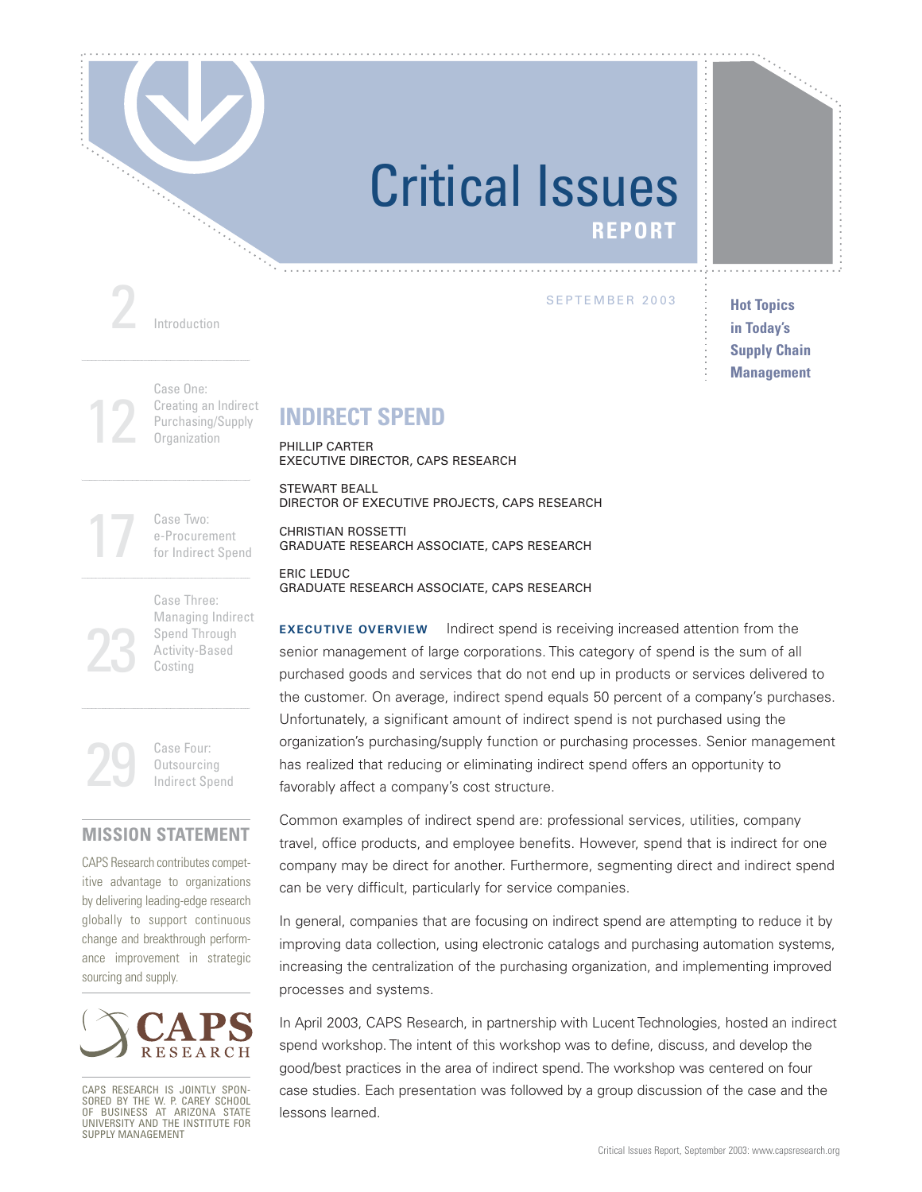# Critical Issues

**REPORT**

SEPTEMBER 2003

**Hot Topics in Today's Supply Chain Management**

2 Introduction

12 Case One: Creating an Indirect Purchasing/Supply Organization

17 Case Two: e-Procurement for Indirect Spend

23 Case Three: Managing Indirect Spend Through Activity-Based Costing

29 Case Four: Outsourcing Indirect Spend

## MISSION STATEMENT

CAPS Research contributes competitive advantage to organizations by delivering leading-edge research globally to support continuous change and breakthrough performance improvement in strategic sourcing and supply.

CAPS RESEARCH

CAPS RESEARCH IS JOINTLY SPONSORED BY THE W. P. CAREY SCHOOL OF BUSINESS AT ARIZONA STATE UNIVERSITY AND THE INSTITUTE FOR SUPPLY MANAGEMENT

## INDIRECT SPEND

PHILLIP CARTER
EXECUTIVE DIRECTOR, CAPS RESEARCH

STEWART BEALL
DIRECTOR OF EXECUTIVE PROJECTS, CAPS RESEARCH

CHRISTIAN ROSSETTI
GRADUATE RESEARCH ASSOCIATE, CAPS RESEARCH

ERIC LEDUC
GRADUATE RESEARCH ASSOCIATE, CAPS RESEARCH

**EXECUTIVE OVERVIEW** Indirect spend is receiving increased attention from the senior management of large corporations. This category of spend is the sum of all purchased goods and services that do not end up in products or services delivered to the customer. On average, indirect spend equals 50 percent of a company's purchases. Unfortunately, a significant amount of indirect spend is not purchased using the organization's purchasing/supply function or purchasing processes. Senior management has realized that reducing or eliminating indirect spend offers an opportunity to favorably affect a company's cost structure.

Common examples of indirect spend are: professional services, utilities, company travel, office products, and employee benefits. However, spend that is indirect for one company may be direct for another. Furthermore, segmenting direct and indirect spend can be very difficult, particularly for service companies.

In general, companies that are focusing on indirect spend are attempting to reduce it by improving data collection, using electronic catalogs and purchasing automation systems, increasing the centralization of the purchasing organization, and implementing improved processes and systems.

In April 2003, CAPS Research, in partnership with Lucent Technologies, hosted an indirect spend workshop. The intent of this workshop was to define, discuss, and develop the good/best practices in the area of indirect spend. The workshop was centered on four case studies. Each presentation was followed by a group discussion of the case and the lessons learned.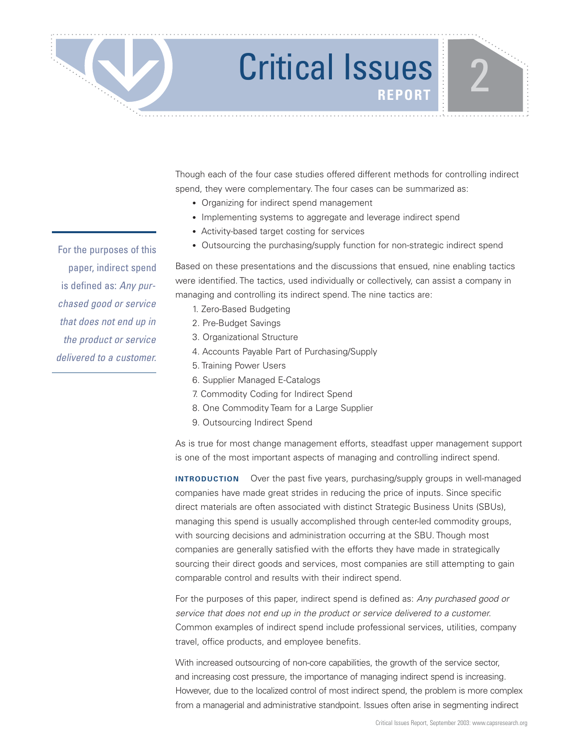Though each of the four case studies offered different methods for controlling indirect spend, they were complementary. The four cases can be summarized as:

- Organizing for indirect spend management
- Implementing systems to aggregate and leverage indirect spend
- Activity-based target costing for services
- Outsourcing the purchasing/supply function for non-strategic indirect spend

Based on these presentations and the discussions that ensued, nine enabling tactics were identified. The tactics, used individually or collectively, can assist a company in managing and controlling its indirect spend. The nine tactics are:

1. Zero-Based Budgeting
2. Pre-Budget Savings
3. Organizational Structure
4. Accounts Payable Part of Purchasing/Supply
5. Training Power Users
6. Supplier Managed E-Catalogs
7. Commodity Coding for Indirect Spend
8. One Commodity Team for a Large Supplier
9. Outsourcing Indirect Spend

As is true for most change management efforts, steadfast upper management support is one of the most important aspects of managing and controlling indirect spend.

**INTRODUCTION** Over the past five years, purchasing/supply groups in well-managed companies have made great strides in reducing the price of inputs. Since specific direct materials are often associated with distinct Strategic Business Units (SBUs), managing this spend is usually accomplished through center-led commodity groups, with sourcing decisions and administration occurring at the SBU. Though most companies are generally satisfied with the efforts they have made in strategically sourcing their direct goods and services, most companies are still attempting to gain comparable control and results with their indirect spend.

For the purposes of this paper, indirect spend is defined as: *Any purchased good or service that does not end up in the product or service delivered to a customer.* Common examples of indirect spend include professional services, utilities, company travel, office products, and employee benefits.

With increased outsourcing of non-core capabilities, the growth of the service sector, and increasing cost pressure, the importance of managing indirect spend is increasing. However, due to the localized control of most indirect spend, the problem is more complex from a managerial and administrative standpoint. Issues often arise in segmenting indirect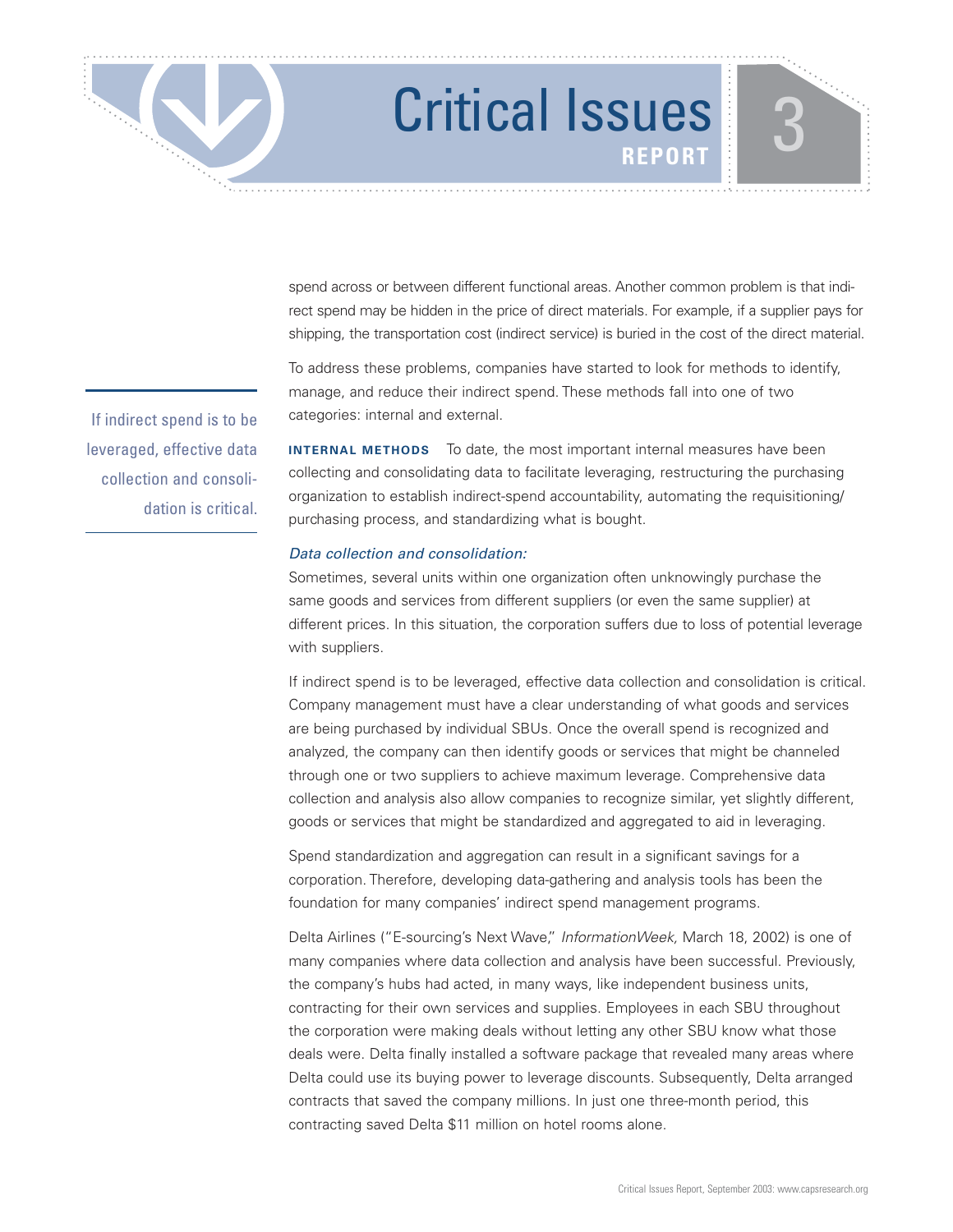spend across or between different functional areas. Another common problem is that indirect spend may be hidden in the price of direct materials. For example, if a supplier pays for shipping, the transportation cost (indirect service) is buried in the cost of the direct material.

To address these problems, companies have started to look for methods to identify, manage, and reduce their indirect spend. These methods fall into one of two categories: internal and external.

> If indirect spend is to be leveraged, effective data collection and consolidation is critical.

**INTERNAL METHODS** To date, the most important internal measures have been collecting and consolidating data to facilitate leveraging, restructuring the purchasing organization to establish indirect-spend accountability, automating the requisitioning/purchasing process, and standardizing what is bought.

*Data collection and consolidation:*

Sometimes, several units within one organization often unknowingly purchase the same goods and services from different suppliers (or even the same supplier) at different prices. In this situation, the corporation suffers due to loss of potential leverage with suppliers.

If indirect spend is to be leveraged, effective data collection and consolidation is critical. Company management must have a clear understanding of what goods and services are being purchased by individual SBUs. Once the overall spend is recognized and analyzed, the company can then identify goods or services that might be channeled through one or two suppliers to achieve maximum leverage. Comprehensive data collection and analysis also allow companies to recognize similar, yet slightly different, goods or services that might be standardized and aggregated to aid in leveraging.

Spend standardization and aggregation can result in a significant savings for a corporation. Therefore, developing data-gathering and analysis tools has been the foundation for many companies' indirect spend management programs.

Delta Airlines ("E-sourcing's Next Wave," *InformationWeek,* March 18, 2002) is one of many companies where data collection and analysis have been successful. Previously, the company's hubs had acted, in many ways, like independent business units, contracting for their own services and supplies. Employees in each SBU throughout the corporation were making deals without letting any other SBU know what those deals were. Delta finally installed a software package that revealed many areas where Delta could use its buying power to leverage discounts. Subsequently, Delta arranged contracts that saved the company millions. In just one three-month period, this contracting saved Delta $11 million on hotel rooms alone.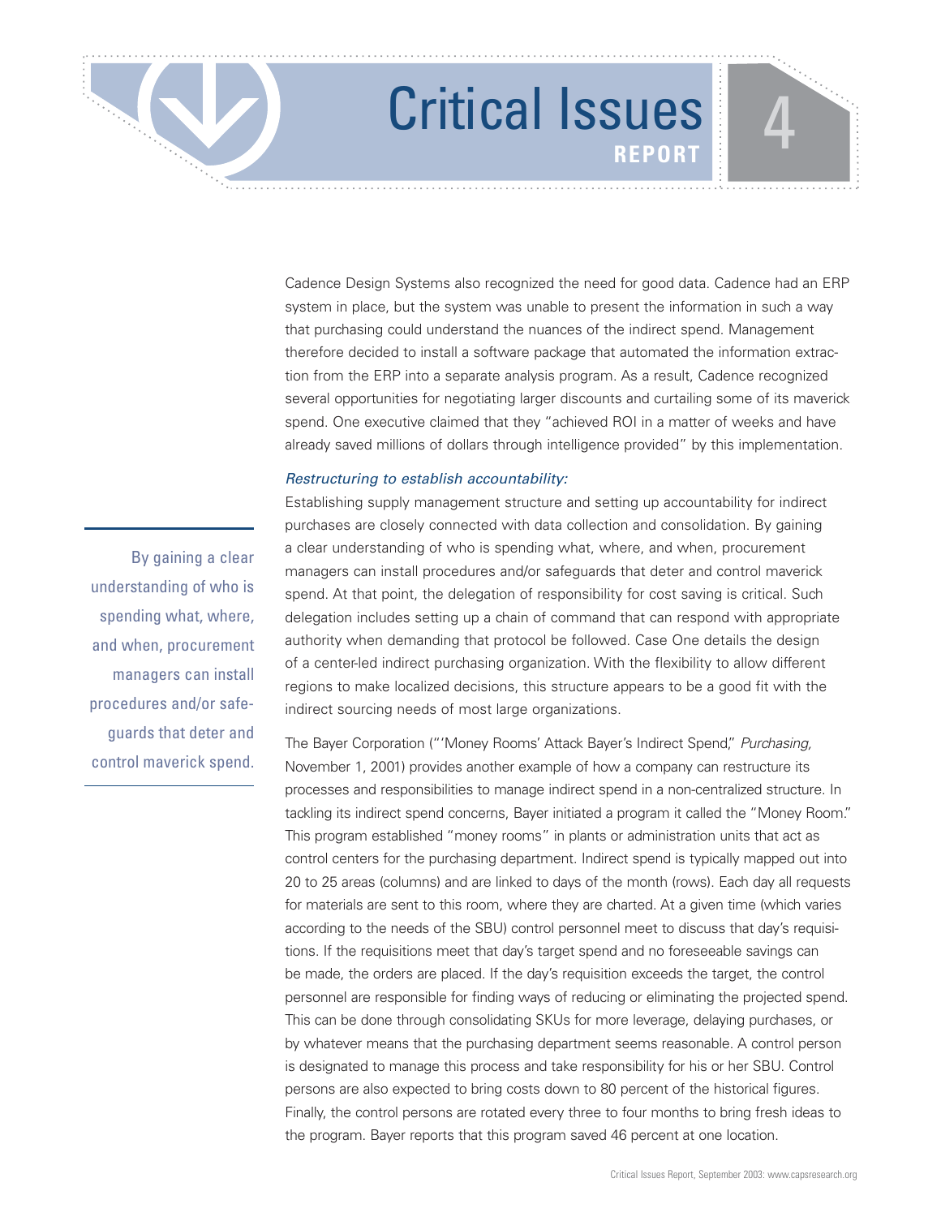Cadence Design Systems also recognized the need for good data. Cadence had an ERP system in place, but the system was unable to present the information in such a way that purchasing could understand the nuances of the indirect spend. Management therefore decided to install a software package that automated the information extraction from the ERP into a separate analysis program. As a result, Cadence recognized several opportunities for negotiating larger discounts and curtailing some of its maverick spend. One executive claimed that they "achieved ROI in a matter of weeks and have already saved millions of dollars through intelligence provided" by this implementation.

*Restructuring to establish accountability:*

Establishing supply management structure and setting up accountability for indirect purchases are closely connected with data collection and consolidation. By gaining a clear understanding of who is spending what, where, and when, procurement managers can install procedures and/or safeguards that deter and control maverick spend. At that point, the delegation of responsibility for cost saving is critical. Such delegation includes setting up a chain of command that can respond with appropriate authority when demanding that protocol be followed. Case One details the design of a center-led indirect purchasing organization. With the flexibility to allow different regions to make localized decisions, this structure appears to be a good fit with the indirect sourcing needs of most large organizations.

> By gaining a clear understanding of who is spending what, where, and when, procurement managers can install procedures and/or safeguards that deter and control maverick spend.

The Bayer Corporation ("'Money Rooms' Attack Bayer's Indirect Spend," *Purchasing,* November 1, 2001) provides another example of how a company can restructure its processes and responsibilities to manage indirect spend in a non-centralized structure. In tackling its indirect spend concerns, Bayer initiated a program it called the "Money Room." This program established "money rooms" in plants or administration units that act as control centers for the purchasing department. Indirect spend is typically mapped out into 20 to 25 areas (columns) and are linked to days of the month (rows). Each day all requests for materials are sent to this room, where they are charted. At a given time (which varies according to the needs of the SBU) control personnel meet to discuss that day's requisitions. If the requisitions meet that day's target spend and no foreseeable savings can be made, the orders are placed. If the day's requisition exceeds the target, the control personnel are responsible for finding ways of reducing or eliminating the projected spend. This can be done through consolidating SKUs for more leverage, delaying purchases, or by whatever means that the purchasing department seems reasonable. A control person is designated to manage this process and take responsibility for his or her SBU. Control persons are also expected to bring costs down to 80 percent of the historical figures. Finally, the control persons are rotated every three to four months to bring fresh ideas to the program. Bayer reports that this program saved 46 percent at one location.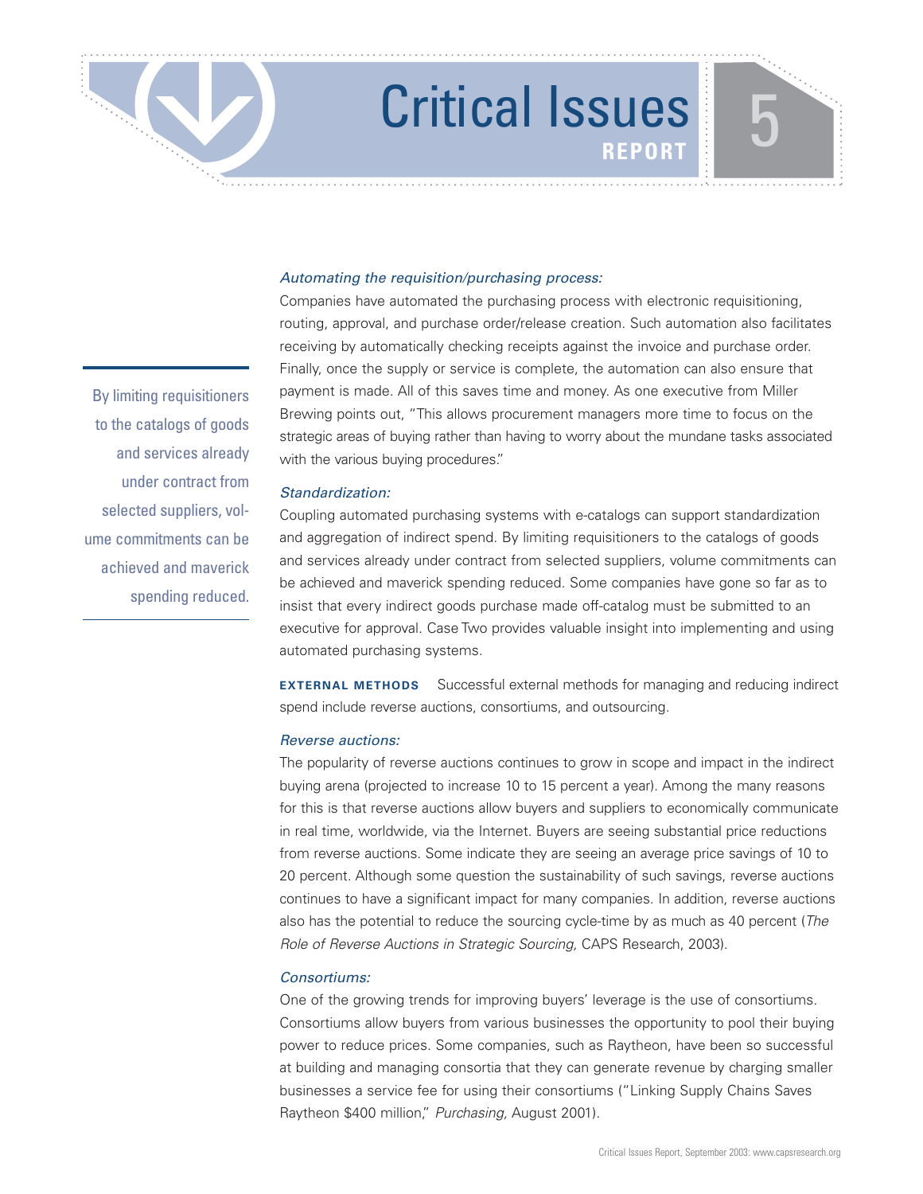*Automating the requisition/purchasing process:*

Companies have automated the purchasing process with electronic requisitioning, routing, approval, and purchase order/release creation. Such automation also facilitates receiving by automatically checking receipts against the invoice and purchase order. Finally, once the supply or service is complete, the automation can also ensure that payment is made. All of this saves time and money. As one executive from Miller Brewing points out, "This allows procurement managers more time to focus on the strategic areas of buying rather than having to worry about the mundane tasks associated with the various buying procedures."

> By limiting requisitioners to the catalogs of goods and services already under contract from selected suppliers, volume commitments can be achieved and maverick spending reduced.

*Standardization:*

Coupling automated purchasing systems with e-catalogs can support standardization and aggregation of indirect spend. By limiting requisitioners to the catalogs of goods and services already under contract from selected suppliers, volume commitments can be achieved and maverick spending reduced. Some companies have gone so far as to insist that every indirect goods purchase made off-catalog must be submitted to an executive for approval. Case Two provides valuable insight into implementing and using automated purchasing systems.

**EXTERNAL METHODS** Successful external methods for managing and reducing indirect spend include reverse auctions, consortiums, and outsourcing.

*Reverse auctions:*

The popularity of reverse auctions continues to grow in scope and impact in the indirect buying arena (projected to increase 10 to 15 percent a year). Among the many reasons for this is that reverse auctions allow buyers and suppliers to economically communicate in real time, worldwide, via the Internet. Buyers are seeing substantial price reductions from reverse auctions. Some indicate they are seeing an average price savings of 10 to 20 percent. Although some question the sustainability of such savings, reverse auctions continues to have a significant impact for many companies. In addition, reverse auctions also has the potential to reduce the sourcing cycle-time by as much as 40 percent (*The Role of Reverse Auctions in Strategic Sourcing,* CAPS Research, 2003).

*Consortiums:*

One of the growing trends for improving buyers' leverage is the use of consortiums. Consortiums allow buyers from various businesses the opportunity to pool their buying power to reduce prices. Some companies, such as Raytheon, have been so successful at building and managing consortia that they can generate revenue by charging smaller businesses a service fee for using their consortiums ("Linking Supply Chains Saves Raytheon $400 million," *Purchasing,* August 2001).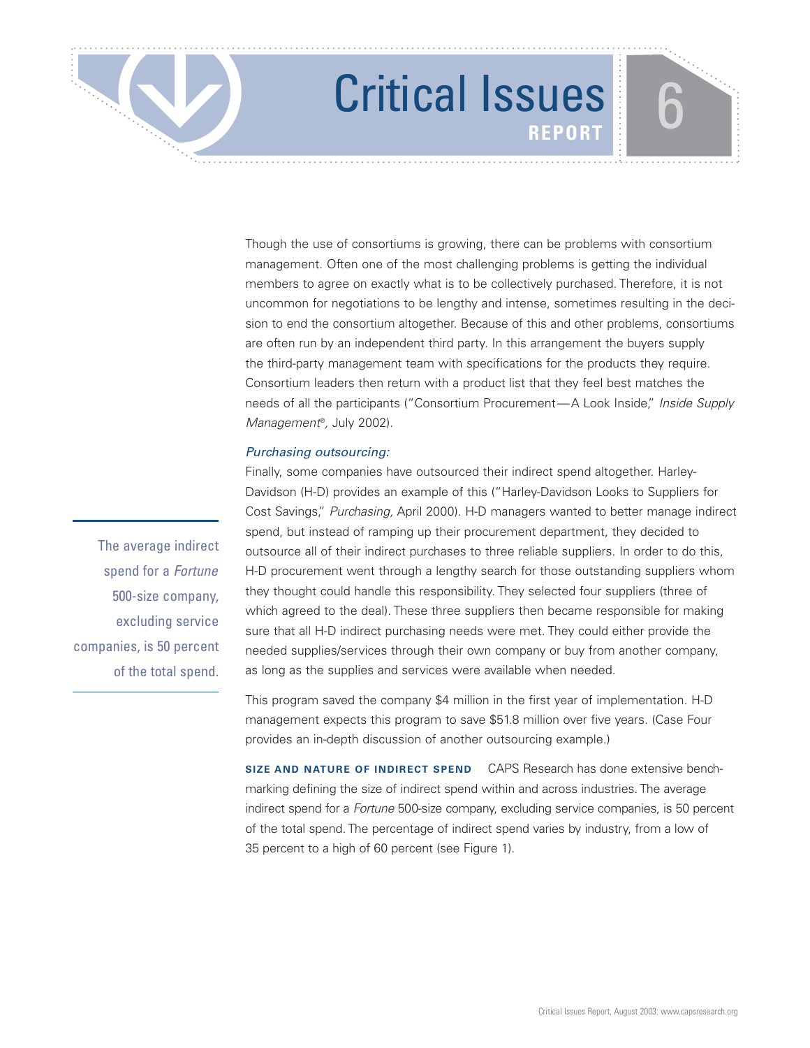Though the use of consortiums is growing, there can be problems with consortium management. Often one of the most challenging problems is getting the individual members to agree on exactly what is to be collectively purchased. Therefore, it is not uncommon for negotiations to be lengthy and intense, sometimes resulting in the decision to end the consortium altogether. Because of this and other problems, consortiums are often run by an independent third party. In this arrangement the buyers supply the third-party management team with specifications for the products they require. Consortium leaders then return with a product list that they feel best matches the needs of all the participants ("Consortium Procurement—A Look Inside," *Inside Supply Management®*, July 2002).

*Purchasing outsourcing:*

Finally, some companies have outsourced their indirect spend altogether. Harley-Davidson (H-D) provides an example of this ("Harley-Davidson Looks to Suppliers for Cost Savings," *Purchasing,* April 2000). H-D managers wanted to better manage indirect spend, but instead of ramping up their procurement department, they decided to outsource all of their indirect purchases to three reliable suppliers. In order to do this, H-D procurement went through a lengthy search for those outstanding suppliers whom they thought could handle this responsibility. They selected four suppliers (three of which agreed to the deal). These three suppliers then became responsible for making sure that all H-D indirect purchasing needs were met. They could either provide the needed supplies/services through their own company or buy from another company, as long as the supplies and services were available when needed.

> The average indirect spend for a *Fortune* 500-size company, excluding service companies, is 50 percent of the total spend.

This program saved the company $4 million in the first year of implementation. H-D management expects this program to save $51.8 million over five years. (Case Four provides an in-depth discussion of another outsourcing example.)

**SIZE AND NATURE OF INDIRECT SPEND** CAPS Research has done extensive benchmarking defining the size of indirect spend within and across industries. The average indirect spend for a *Fortune* 500-size company, excluding service companies, is 50 percent of the total spend. The percentage of indirect spend varies by industry, from a low of 35 percent to a high of 60 percent (see Figure 1).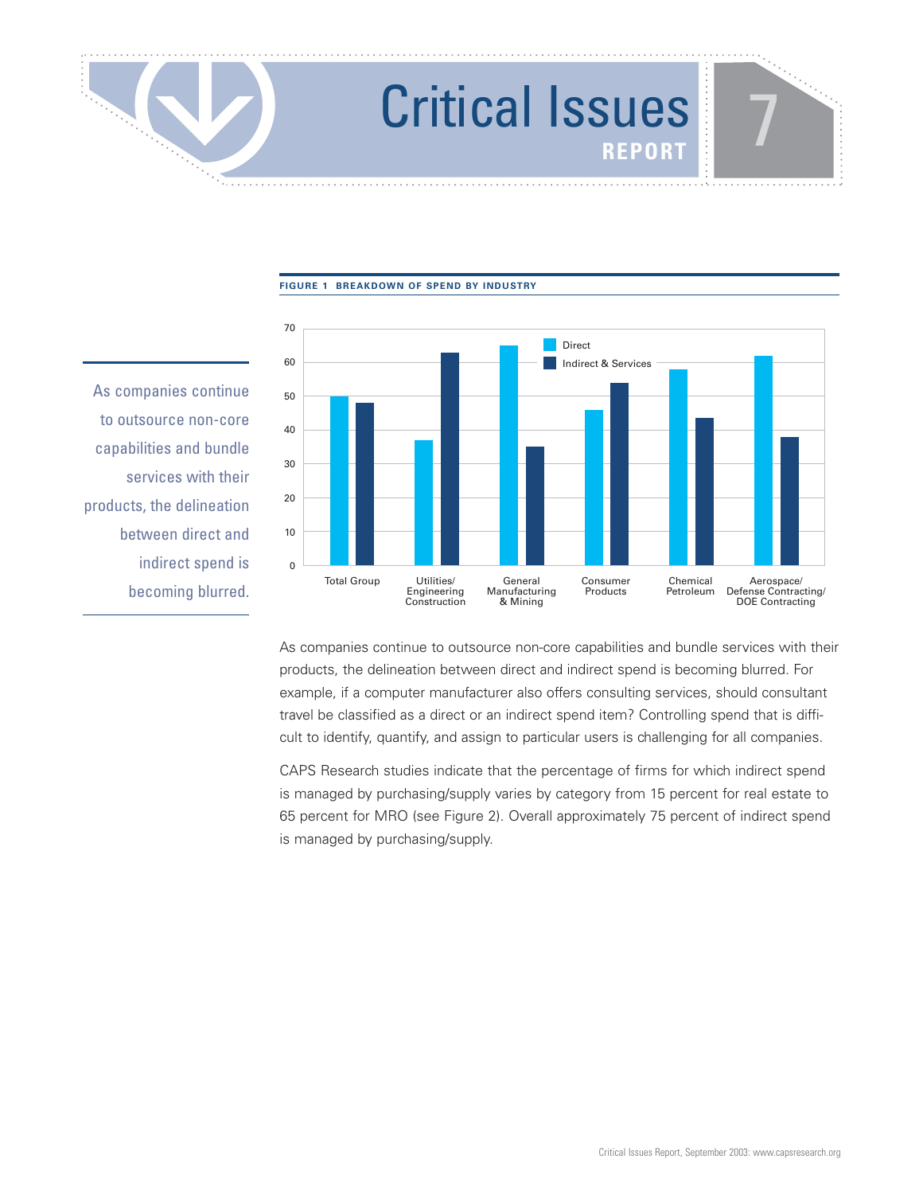**FIGURE 1 BREAKDOWN OF SPEND BY INDUSTRY**

As companies continue to outsource non-core capabilities and bundle services with their products, the delineation between direct and indirect spend is becoming blurred.

As companies continue to outsource non-core capabilities and bundle services with their products, the delineation between direct and indirect spend is becoming blurred. For example, if a computer manufacturer also offers consulting services, should consultant travel be classified as a direct or an indirect spend item? Controlling spend that is difficult to identify, quantify, and assign to particular users is challenging for all companies.

CAPS Research studies indicate that the percentage of firms for which indirect spend is managed by purchasing/supply varies by category from 15 percent for real estate to 65 percent for MRO (see Figure 2). Overall approximately 75 percent of indirect spend is managed by purchasing/supply.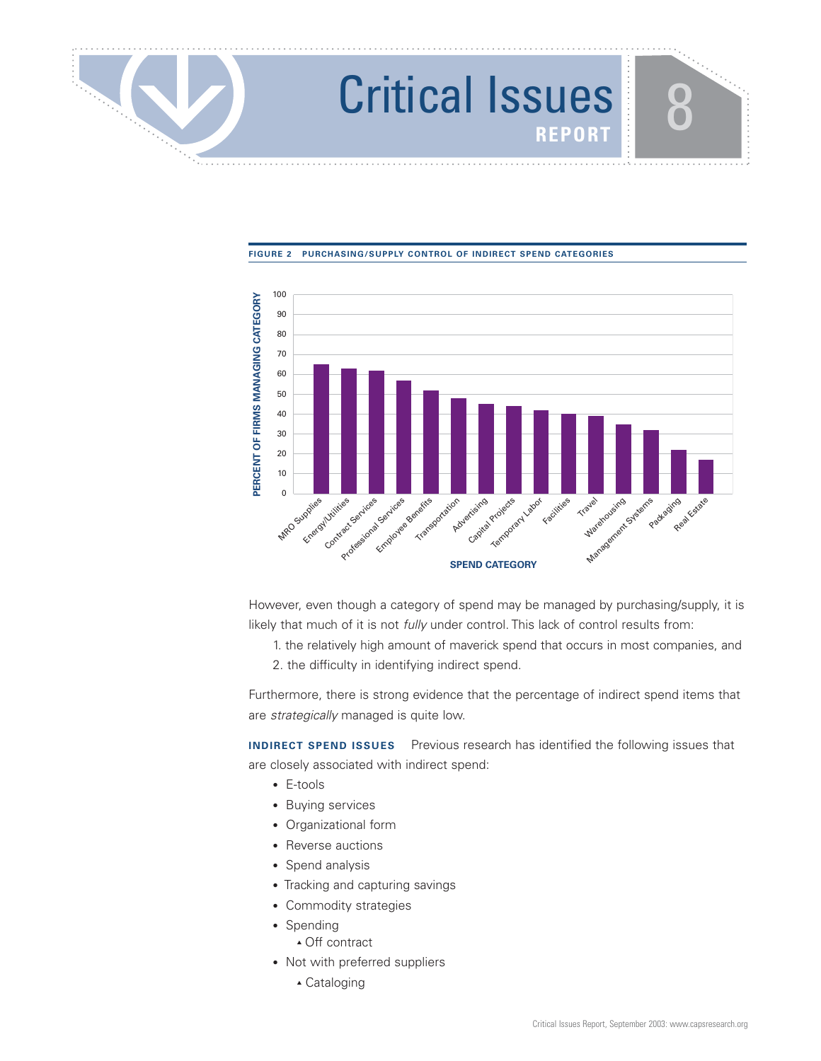**FIGURE 2 PURCHASING/SUPPLY CONTROL OF INDIRECT SPEND CATEGORIES**

However, even though a category of spend may be managed by purchasing/supply, it is likely that much of it is not *fully* under control. This lack of control results from:

1. the relatively high amount of maverick spend that occurs in most companies, and
2. the difficulty in identifying indirect spend.

Furthermore, there is strong evidence that the percentage of indirect spend items that are *strategically* managed is quite low.

**INDIRECT SPEND ISSUES** Previous research has identified the following issues that are closely associated with indirect spend:

- E-tools
- Buying services
- Organizational form
- Reverse auctions
- Spend analysis
- Tracking and capturing savings
- Commodity strategies
- Spending
  - Off contract
- Not with preferred suppliers
  - Cataloging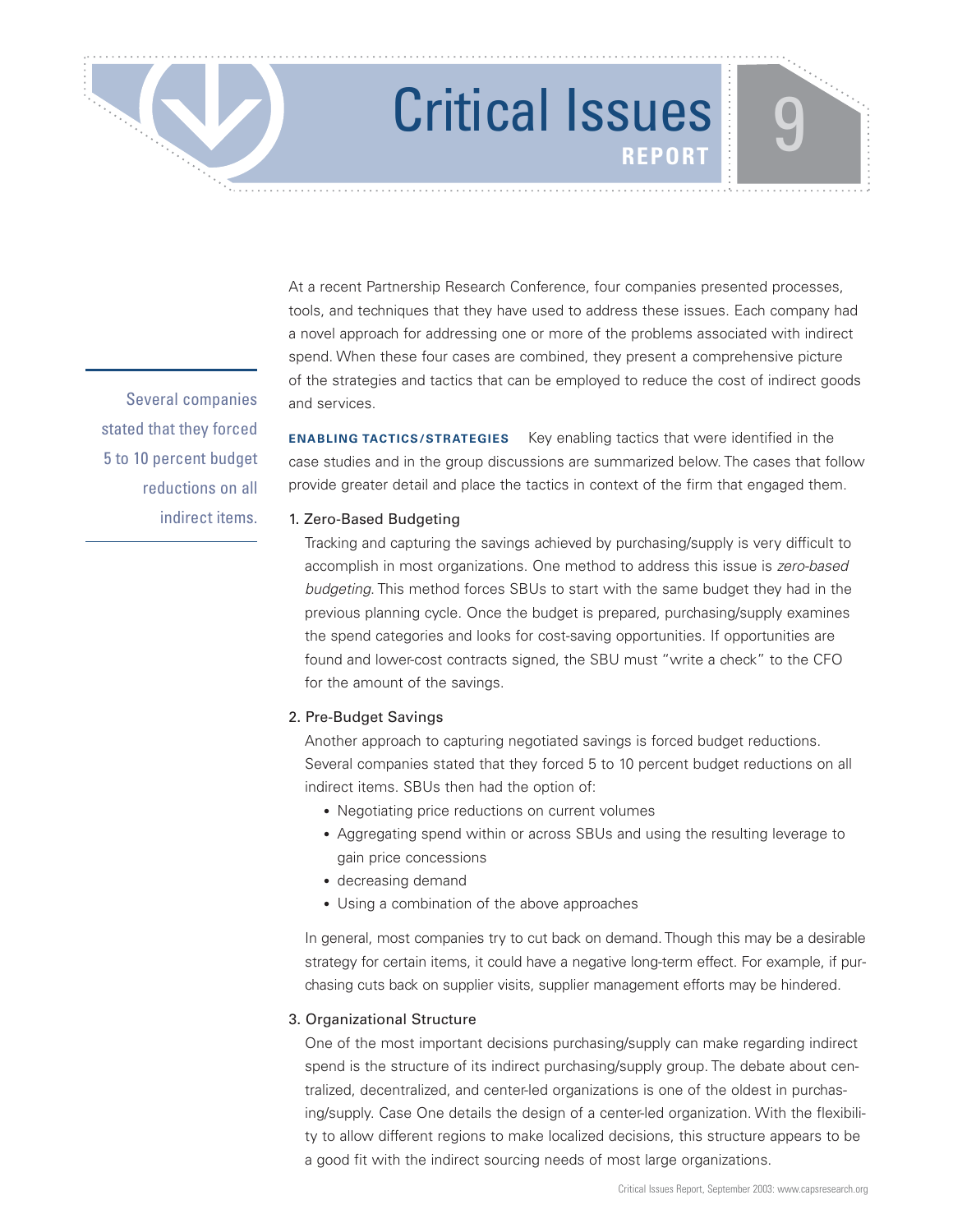At a recent Partnership Research Conference, four companies presented processes, tools, and techniques that they have used to address these issues. Each company had a novel approach for addressing one or more of the problems associated with indirect spend. When these four cases are combined, they present a comprehensive picture of the strategies and tactics that can be employed to reduce the cost of indirect goods and services.

> Several companies stated that they forced 5 to 10 percent budget reductions on all indirect items.

**ENABLING TACTICS/STRATEGIES** Key enabling tactics that were identified in the case studies and in the group discussions are summarized below. The cases that follow provide greater detail and place the tactics in context of the firm that engaged them.

1. Zero-Based Budgeting

   Tracking and capturing the savings achieved by purchasing/supply is very difficult to accomplish in most organizations. One method to address this issue is *zero-based budgeting*. This method forces SBUs to start with the same budget they had in the previous planning cycle. Once the budget is prepared, purchasing/supply examines the spend categories and looks for cost-saving opportunities. If opportunities are found and lower-cost contracts signed, the SBU must "write a check" to the CFO for the amount of the savings.

2. Pre-Budget Savings

   Another approach to capturing negotiated savings is forced budget reductions. Several companies stated that they forced 5 to 10 percent budget reductions on all indirect items. SBUs then had the option of:

   - Negotiating price reductions on current volumes
   - Aggregating spend within or across SBUs and using the resulting leverage to gain price concessions
   - decreasing demand
   - Using a combination of the above approaches

   In general, most companies try to cut back on demand. Though this may be a desirable strategy for certain items, it could have a negative long-term effect. For example, if purchasing cuts back on supplier visits, supplier management efforts may be hindered.

3. Organizational Structure

   One of the most important decisions purchasing/supply can make regarding indirect spend is the structure of its indirect purchasing/supply group. The debate about centralized, decentralized, and center-led organizations is one of the oldest in purchasing/supply. Case One details the design of a center-led organization. With the flexibility to allow different regions to make localized decisions, this structure appears to be a good fit with the indirect sourcing needs of most large organizations.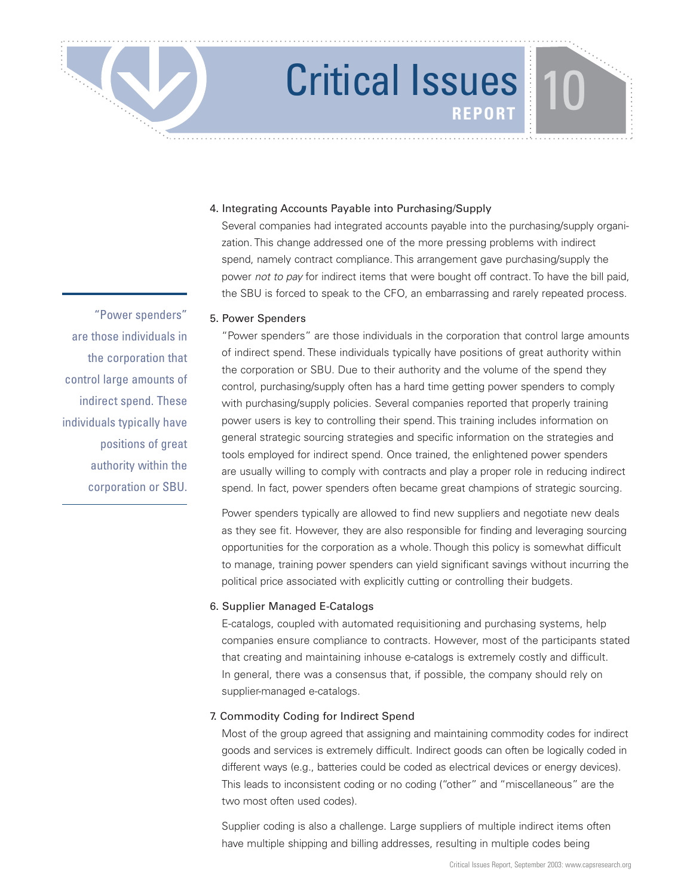### 4. Integrating Accounts Payable into Purchasing/Supply

Several companies had integrated accounts payable into the purchasing/supply organization. This change addressed one of the more pressing problems with indirect spend, namely contract compliance. This arrangement gave purchasing/supply the power *not to pay* for indirect items that were bought off contract. To have the bill paid, the SBU is forced to speak to the CFO, an embarrassing and rarely repeated process.

> "Power spenders" are those individuals in the corporation that control large amounts of indirect spend. These individuals typically have positions of great authority within the corporation or SBU.

### 5. Power Spenders

"Power spenders" are those individuals in the corporation that control large amounts of indirect spend. These individuals typically have positions of great authority within the corporation or SBU. Due to their authority and the volume of the spend they control, purchasing/supply often has a hard time getting power spenders to comply with purchasing/supply policies. Several companies reported that properly training power users is key to controlling their spend. This training includes information on general strategic sourcing strategies and specific information on the strategies and tools employed for indirect spend. Once trained, the enlightened power spenders are usually willing to comply with contracts and play a proper role in reducing indirect spend. In fact, power spenders often became great champions of strategic sourcing.

Power spenders typically are allowed to find new suppliers and negotiate new deals as they see fit. However, they are also responsible for finding and leveraging sourcing opportunities for the corporation as a whole. Though this policy is somewhat difficult to manage, training power spenders can yield significant savings without incurring the political price associated with explicitly cutting or controlling their budgets.

### 6. Supplier Managed E-Catalogs

E-catalogs, coupled with automated requisitioning and purchasing systems, help companies ensure compliance to contracts. However, most of the participants stated that creating and maintaining inhouse e-catalogs is extremely costly and difficult. In general, there was a consensus that, if possible, the company should rely on supplier-managed e-catalogs.

### 7. Commodity Coding for Indirect Spend

Most of the group agreed that assigning and maintaining commodity codes for indirect goods and services is extremely difficult. Indirect goods can often be logically coded in different ways (e.g., batteries could be coded as electrical devices or energy devices). This leads to inconsistent coding or no coding ("other" and "miscellaneous" are the two most often used codes).

Supplier coding is also a challenge. Large suppliers of multiple indirect items often have multiple shipping and billing addresses, resulting in multiple codes being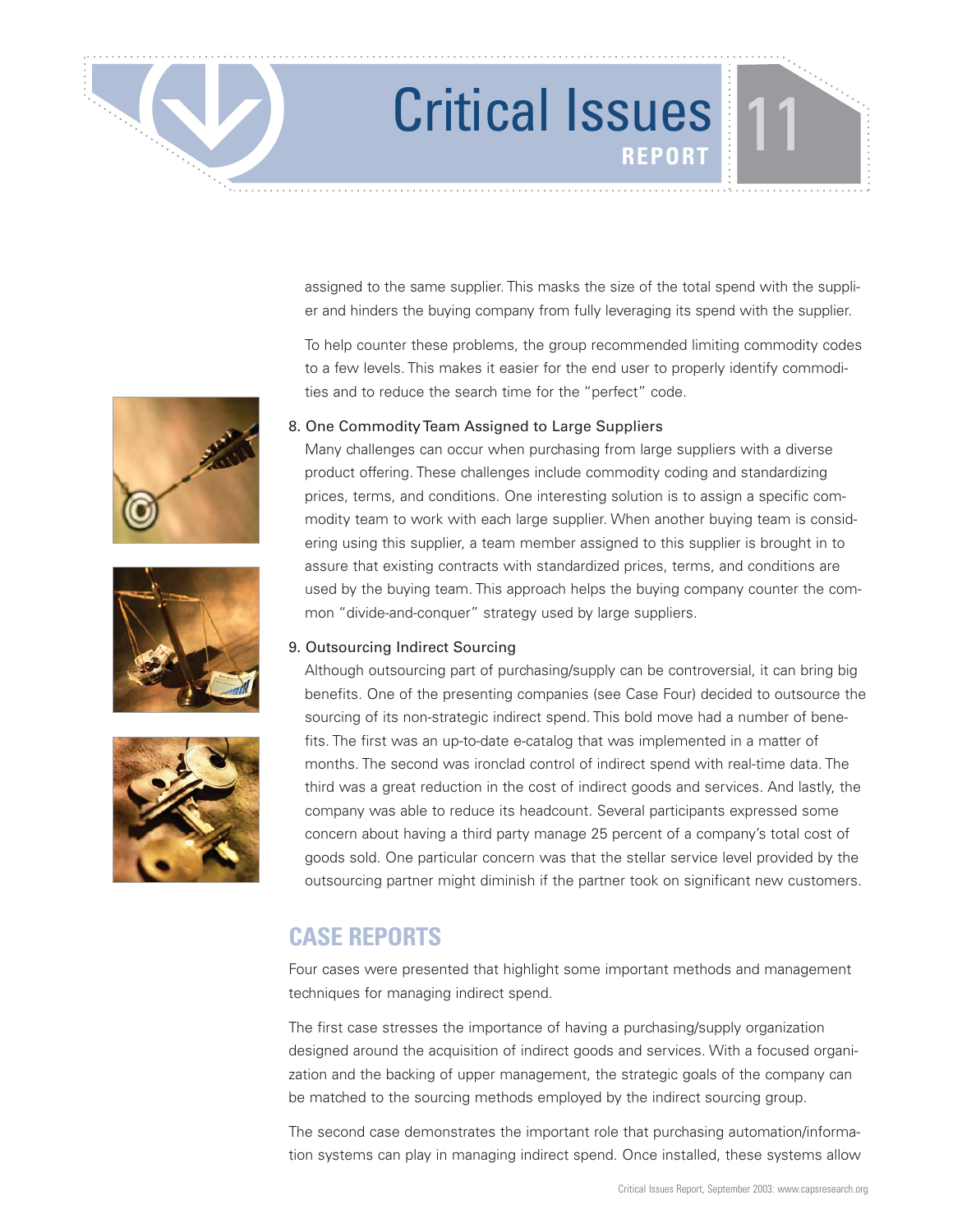assigned to the same supplier. This masks the size of the total spend with the supplier and hinders the buying company from fully leveraging its spend with the supplier.

To help counter these problems, the group recommended limiting commodity codes to a few levels. This makes it easier for the end user to properly identify commodities and to reduce the search time for the "perfect" code.

8. One Commodity Team Assigned to Large Suppliers

   Many challenges can occur when purchasing from large suppliers with a diverse product offering. These challenges include commodity coding and standardizing prices, terms, and conditions. One interesting solution is to assign a specific commodity team to work with each large supplier. When another buying team is considering using this supplier, a team member assigned to this supplier is brought in to assure that existing contracts with standardized prices, terms, and conditions are used by the buying team. This approach helps the buying company counter the common "divide-and-conquer" strategy used by large suppliers.

9. Outsourcing Indirect Sourcing

   Although outsourcing part of purchasing/supply can be controversial, it can bring big benefits. One of the presenting companies (see Case Four) decided to outsource the sourcing of its non-strategic indirect spend. This bold move had a number of benefits. The first was an up-to-date e-catalog that was implemented in a matter of months. The second was ironclad control of indirect spend with real-time data. The third was a great reduction in the cost of indirect goods and services. And lastly, the company was able to reduce its headcount. Several participants expressed some concern about having a third party manage 25 percent of a company's total cost of goods sold. One particular concern was that the stellar service level provided by the outsourcing partner might diminish if the partner took on significant new customers.

## CASE REPORTS

Four cases were presented that highlight some important methods and management techniques for managing indirect spend.

The first case stresses the importance of having a purchasing/supply organization designed around the acquisition of indirect goods and services. With a focused organization and the backing of upper management, the strategic goals of the company can be matched to the sourcing methods employed by the indirect sourcing group.

The second case demonstrates the important role that purchasing automation/information systems can play in managing indirect spend. Once installed, these systems allow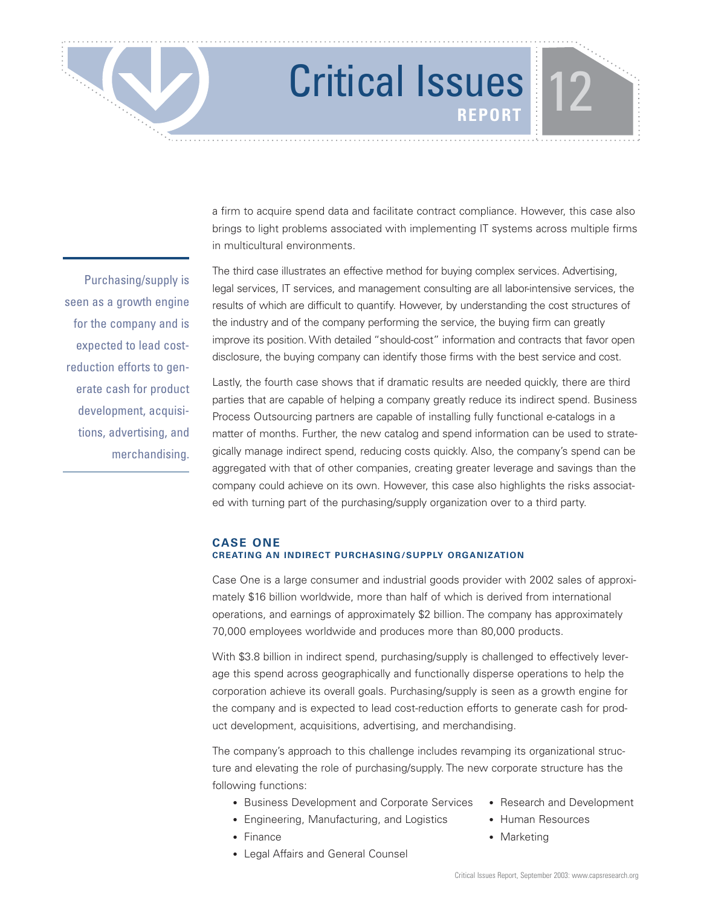a firm to acquire spend data and facilitate contract compliance. However, this case also brings to light problems associated with implementing IT systems across multiple firms in multicultural environments.

> Purchasing/supply is seen as a growth engine for the company and is expected to lead cost-reduction efforts to generate cash for product development, acquisitions, advertising, and merchandising.

The third case illustrates an effective method for buying complex services. Advertising, legal services, IT services, and management consulting are all labor-intensive services, the results of which are difficult to quantify. However, by understanding the cost structures of the industry and of the company performing the service, the buying firm can greatly improve its position. With detailed "should-cost" information and contracts that favor open disclosure, the buying company can identify those firms with the best service and cost.

Lastly, the fourth case shows that if dramatic results are needed quickly, there are third parties that are capable of helping a company greatly reduce its indirect spend. Business Process Outsourcing partners are capable of installing fully functional e-catalogs in a matter of months. Further, the new catalog and spend information can be used to strategically manage indirect spend, reducing costs quickly. Also, the company's spend can be aggregated with that of other companies, creating greater leverage and savings than the company could achieve on its own. However, this case also highlights the risks associated with turning part of the purchasing/supply organization over to a third party.

## CASE ONE

### CREATING AN INDIRECT PURCHASING/SUPPLY ORGANIZATION

Case One is a large consumer and industrial goods provider with 2002 sales of approximately $16 billion worldwide, more than half of which is derived from international operations, and earnings of approximately $2 billion. The company has approximately 70,000 employees worldwide and produces more than 80,000 products.

With $3.8 billion in indirect spend, purchasing/supply is challenged to effectively leverage this spend across geographically and functionally disperse operations to help the corporation achieve its overall goals. Purchasing/supply is seen as a growth engine for the company and is expected to lead cost-reduction efforts to generate cash for product development, acquisitions, advertising, and merchandising.

The company's approach to this challenge includes revamping its organizational structure and elevating the role of purchasing/supply. The new corporate structure has the following functions:

- Business Development and Corporate Services
- Engineering, Manufacturing, and Logistics
- Finance
- Legal Affairs and General Counsel
- Research and Development
- Human Resources
- Marketing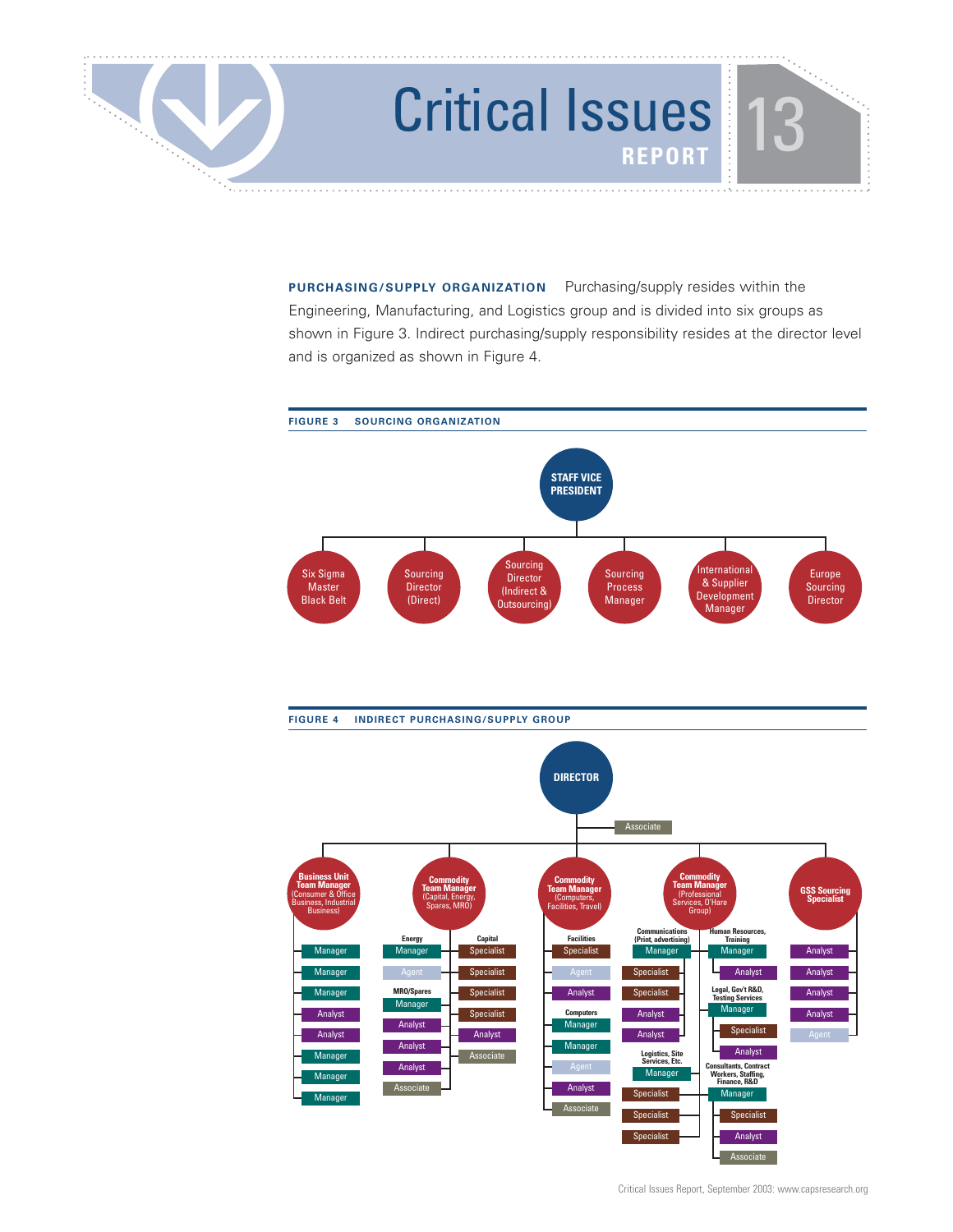**PURCHASING/SUPPLY ORGANIZATION** Purchasing/supply resides within the Engineering, Manufacturing, and Logistics group and is divided into six groups as shown in Figure 3. Indirect purchasing/supply responsibility resides at the director level and is organized as shown in Figure 4.

**FIGURE 3 SOURCING ORGANIZATION**

- STAFF VICE PRESIDENT
  - Six Sigma Master Black Belt
  - Sourcing Director (Direct)
  - Sourcing Director (Indirect & Outsourcing)
  - Sourcing Process Manager
  - International & Supplier Development Manager
  - Europe Sourcing Director

**FIGURE 4 INDIRECT PURCHASING/SUPPLY GROUP**

- DIRECTOR
  - Associate
  - Business Unit Team Manager (Consumer & Office Business, Industrial Business)
    - Manager
    - Manager
    - Manager
    - Analyst
    - Analyst
    - Manager
    - Manager
    - Manager
  - Commodity Team Manager (Capital, Energy, Spares, MRO)
    - Energy
      - Manager
      - Agent
    - MRO/Spares
      - Manager
      - Analyst
      - Analyst
      - Analyst
      - Associate
    - Capital
      - Specialist
      - Specialist
      - Specialist
      - Specialist
      - Analyst
      - Associate
  - Commodity Team Manager (Computers, Facilities, Travel)
    - Facilities
      - Specialist
      - Agent
      - Analyst
    - Computers
      - Manager
      - Manager
      - Agent
      - Analyst
      - Associate
  - Commodity Team Manager (Professional Services, O'Hare Group)
    - Communications (Print, advertising)
      - Manager
      - Specialist
      - Specialist
      - Analyst
      - Analyst
    - Logistics, Site Services, Etc.
      - Manager
      - Specialist
      - Specialist
      - Specialist
    - Human Resources, Training
      - Manager
      - Analyst
    - Legal, Gov't R&D, Testing Services
      - Manager
      - Specialist
      - Analyst
    - Consultants, Contract Workers, Staffing, Finance, R&D
      - Manager
      - Specialist
      - Analyst
      - Associate
  - GSS Sourcing Specialist
    - Analyst
    - Analyst
    - Analyst
    - Analyst
    - Agent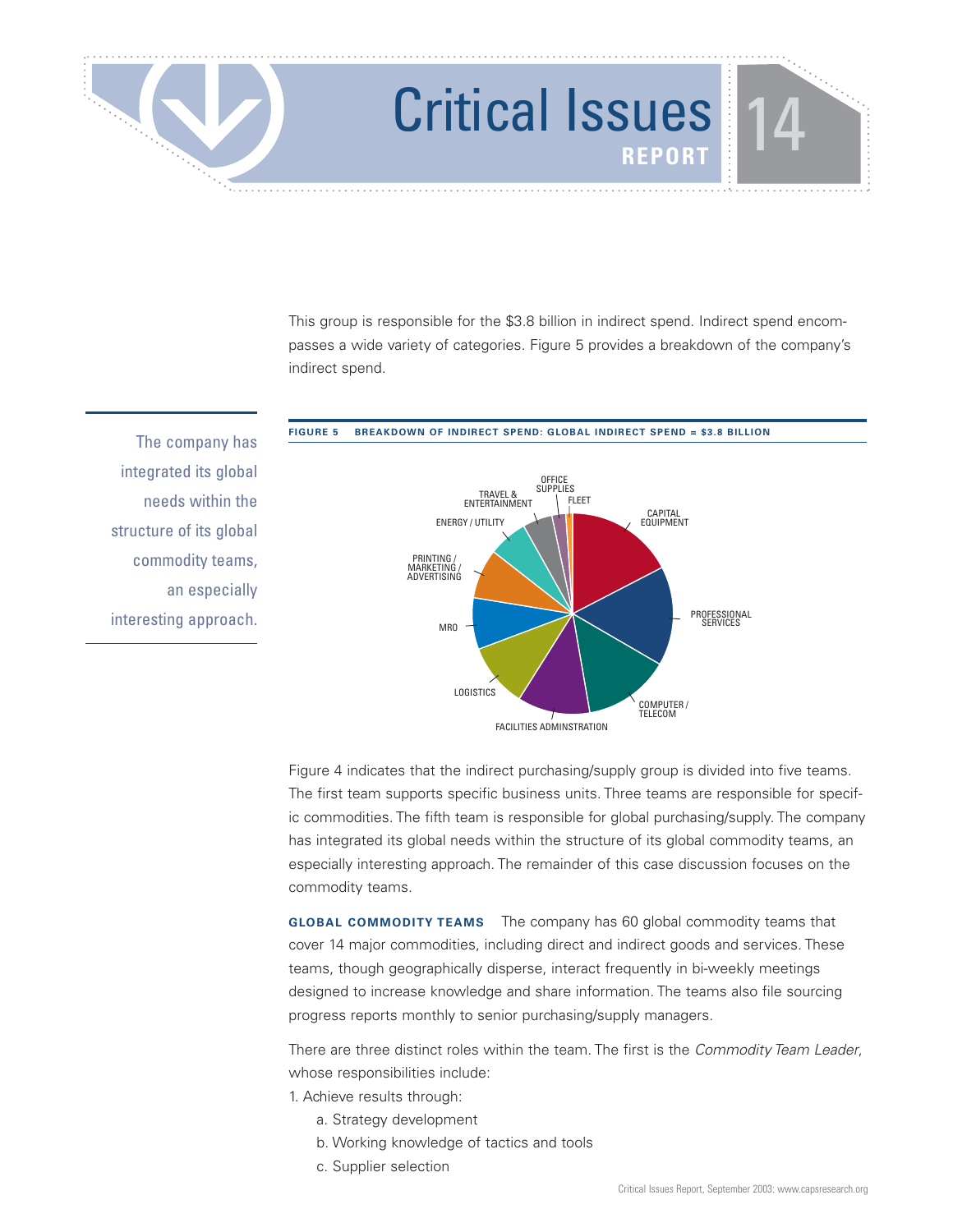This group is responsible for the $3.8 billion in indirect spend. Indirect spend encompasses a wide variety of categories. Figure 5 provides a breakdown of the company's indirect spend.

> The company has integrated its global needs within the structure of its global commodity teams, an especially interesting approach.

**FIGURE 5 BREAKDOWN OF INDIRECT SPEND: GLOBAL INDIRECT SPEND = $3.8 BILLION**

CAPITAL EQUIPMENT, PROFESSIONAL SERVICES, COMPUTER / TELECOM, FACILITIES ADMINSTRATION, LOGISTICS, MRO, PRINTING / MARKETING / ADVERTISING, ENERGY / UTILITY, TRAVEL & ENTERTAINMENT, OFFICE SUPPLIES, FLEET

Figure 4 indicates that the indirect purchasing/supply group is divided into five teams. The first team supports specific business units. Three teams are responsible for specific commodities. The fifth team is responsible for global purchasing/supply. The company has integrated its global needs within the structure of its global commodity teams, an especially interesting approach. The remainder of this case discussion focuses on the commodity teams.

**GLOBAL COMMODITY TEAMS** The company has 60 global commodity teams that cover 14 major commodities, including direct and indirect goods and services. These teams, though geographically disperse, interact frequently in bi-weekly meetings designed to increase knowledge and share information. The teams also file sourcing progress reports monthly to senior purchasing/supply managers.

There are three distinct roles within the team. The first is the *Commodity Team Leader*, whose responsibilities include:

1. Achieve results through:
    a. Strategy development
    b. Working knowledge of tactics and tools
    c. Supplier selection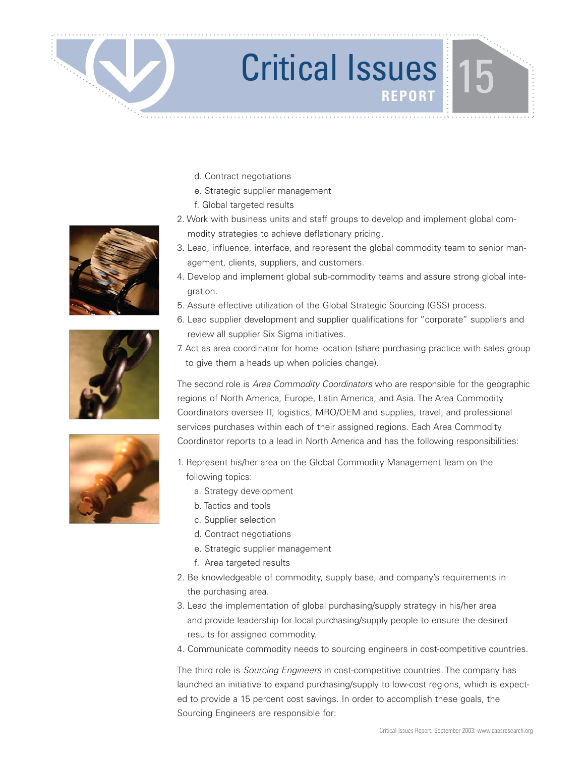d. Contract negotiations
   e. Strategic supplier management
   f. Global targeted results
2. Work with business units and staff groups to develop and implement global commodity strategies to achieve deflationary pricing.
3. Lead, influence, interface, and represent the global commodity team to senior management, clients, suppliers, and customers.
4. Develop and implement global sub-commodity teams and assure strong global integration.
5. Assure effective utilization of the Global Strategic Sourcing (GSS) process.
6. Lead supplier development and supplier qualifications for "corporate" suppliers and review all supplier Six Sigma initiatives.
7. Act as area coordinator for home location (share purchasing practice with sales group to give them a heads up when policies change).

The second role is *Area Commodity Coordinators* who are responsible for the geographic regions of North America, Europe, Latin America, and Asia. The Area Commodity Coordinators oversee IT, logistics, MRO/OEM and supplies, travel, and professional services purchases within each of their assigned regions. Each Area Commodity Coordinator reports to a lead in North America and has the following responsibilities:

1. Represent his/her area on the Global Commodity Management Team on the following topics:
   a. Strategy development
   b. Tactics and tools
   c. Supplier selection
   d. Contract negotiations
   e. Strategic supplier management
   f. Area targeted results
2. Be knowledgeable of commodity, supply base, and company's requirements in the purchasing area.
3. Lead the implementation of global purchasing/supply strategy in his/her area and provide leadership for local purchasing/supply people to ensure the desired results for assigned commodity.
4. Communicate commodity needs to sourcing engineers in cost-competitive countries.

The third role is *Sourcing Engineers* in cost-competitive countries. The company has launched an initiative to expand purchasing/supply to low-cost regions, which is expected to provide a 15 percent cost savings. In order to accomplish these goals, the Sourcing Engineers are responsible for: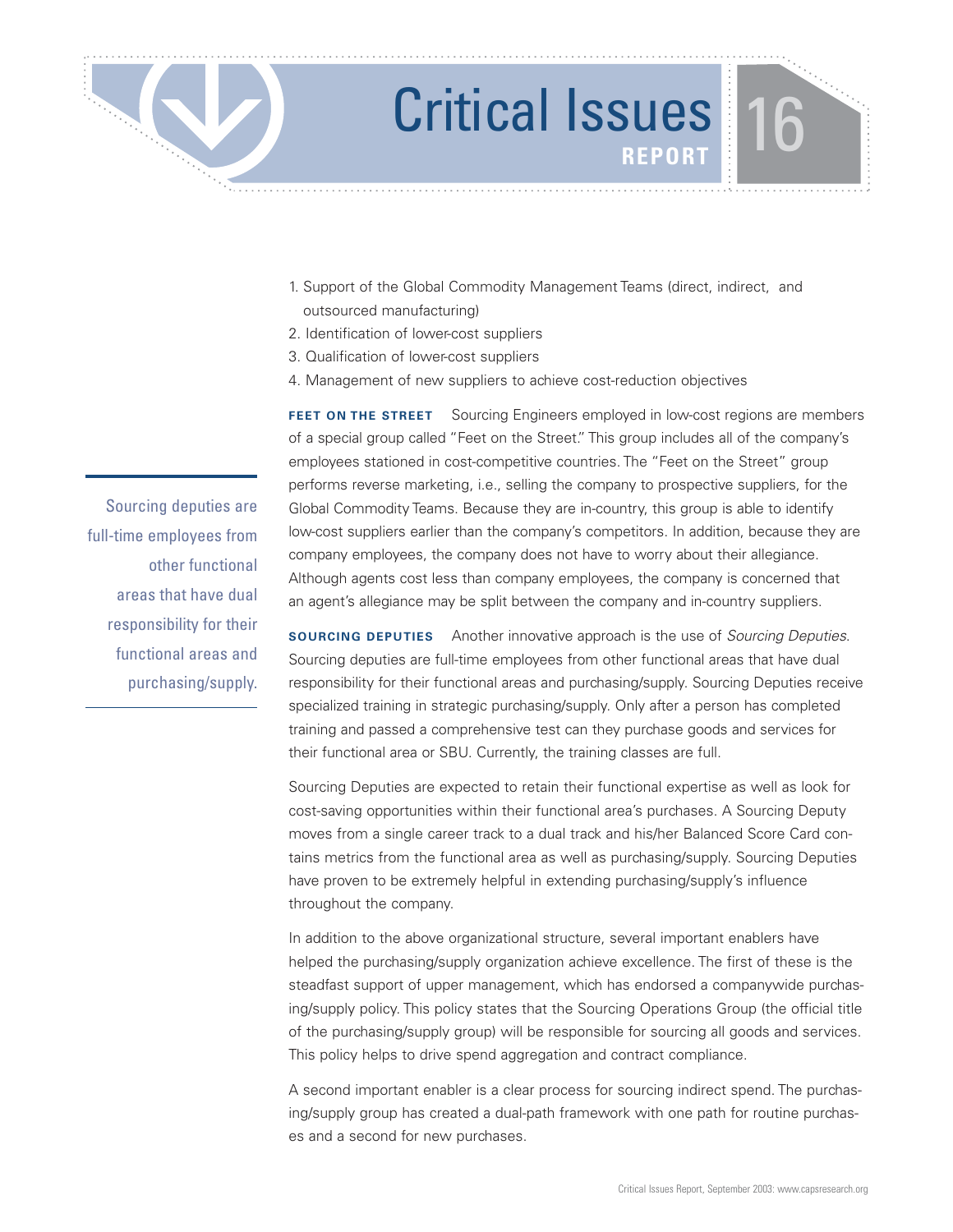1. Support of the Global Commodity Management Teams (direct, indirect, and outsourced manufacturing)
2. Identification of lower-cost suppliers
3. Qualification of lower-cost suppliers
4. Management of new suppliers to achieve cost-reduction objectives

**FEET ON THE STREET** Sourcing Engineers employed in low-cost regions are members of a special group called "Feet on the Street." This group includes all of the company's employees stationed in cost-competitive countries. The "Feet on the Street" group performs reverse marketing, i.e., selling the company to prospective suppliers, for the Global Commodity Teams. Because they are in-country, this group is able to identify low-cost suppliers earlier than the company's competitors. In addition, because they are company employees, the company does not have to worry about their allegiance. Although agents cost less than company employees, the company is concerned that an agent's allegiance may be split between the company and in-country suppliers.

> Sourcing deputies are full-time employees from other functional areas that have dual responsibility for their functional areas and purchasing/supply.

**SOURCING DEPUTIES** Another innovative approach is the use of *Sourcing Deputies*. Sourcing deputies are full-time employees from other functional areas that have dual responsibility for their functional areas and purchasing/supply. Sourcing Deputies receive specialized training in strategic purchasing/supply. Only after a person has completed training and passed a comprehensive test can they purchase goods and services for their functional area or SBU. Currently, the training classes are full.

Sourcing Deputies are expected to retain their functional expertise as well as look for cost-saving opportunities within their functional area's purchases. A Sourcing Deputy moves from a single career track to a dual track and his/her Balanced Score Card contains metrics from the functional area as well as purchasing/supply. Sourcing Deputies have proven to be extremely helpful in extending purchasing/supply's influence throughout the company.

In addition to the above organizational structure, several important enablers have helped the purchasing/supply organization achieve excellence. The first of these is the steadfast support of upper management, which has endorsed a companywide purchasing/supply policy. This policy states that the Sourcing Operations Group (the official title of the purchasing/supply group) will be responsible for sourcing all goods and services. This policy helps to drive spend aggregation and contract compliance.

A second important enabler is a clear process for sourcing indirect spend. The purchasing/supply group has created a dual-path framework with one path for routine purchases and a second for new purchases.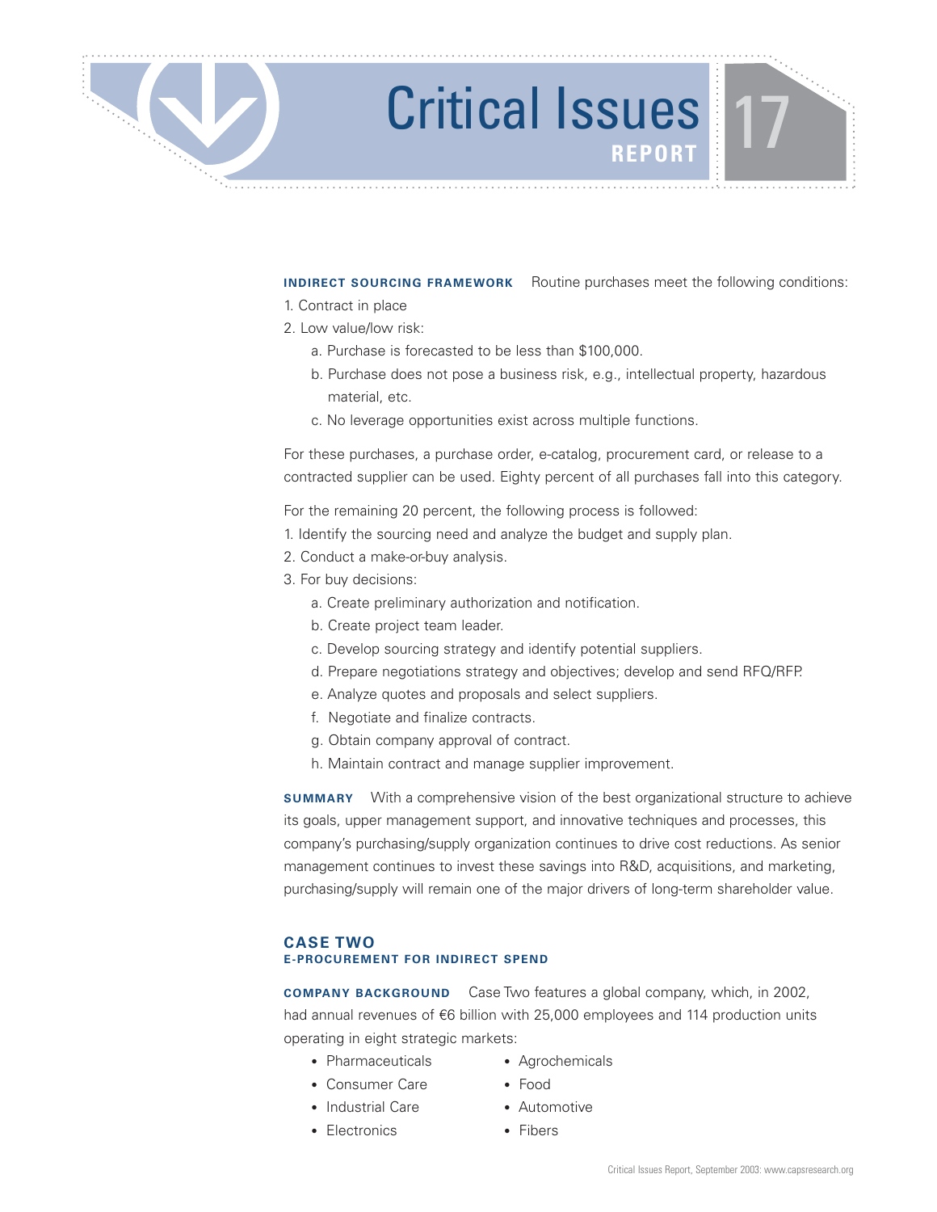**INDIRECT SOURCING FRAMEWORK** Routine purchases meet the following conditions:

1. Contract in place
2. Low value/low risk:
   a. Purchase is forecasted to be less than $100,000.
   b. Purchase does not pose a business risk, e.g., intellectual property, hazardous material, etc.
   c. No leverage opportunities exist across multiple functions.

For these purchases, a purchase order, e-catalog, procurement card, or release to a contracted supplier can be used. Eighty percent of all purchases fall into this category.

For the remaining 20 percent, the following process is followed:

1. Identify the sourcing need and analyze the budget and supply plan.
2. Conduct a make-or-buy analysis.
3. For buy decisions:
   a. Create preliminary authorization and notification.
   b. Create project team leader.
   c. Develop sourcing strategy and identify potential suppliers.
   d. Prepare negotiations strategy and objectives; develop and send RFQ/RFP.
   e. Analyze quotes and proposals and select suppliers.
   f. Negotiate and finalize contracts.
   g. Obtain company approval of contract.
   h. Maintain contract and manage supplier improvement.

**SUMMARY** With a comprehensive vision of the best organizational structure to achieve its goals, upper management support, and innovative techniques and processes, this company's purchasing/supply organization continues to drive cost reductions. As senior management continues to invest these savings into R&D, acquisitions, and marketing, purchasing/supply will remain one of the major drivers of long-term shareholder value.

## CASE TWO
### E-PROCUREMENT FOR INDIRECT SPEND

**COMPANY BACKGROUND** Case Two features a global company, which, in 2002, had annual revenues of €6 billion with 25,000 employees and 114 production units operating in eight strategic markets:

- Pharmaceuticals
- Consumer Care
- Industrial Care
- Electronics
- Agrochemicals
- Food
- Automotive
- Fibers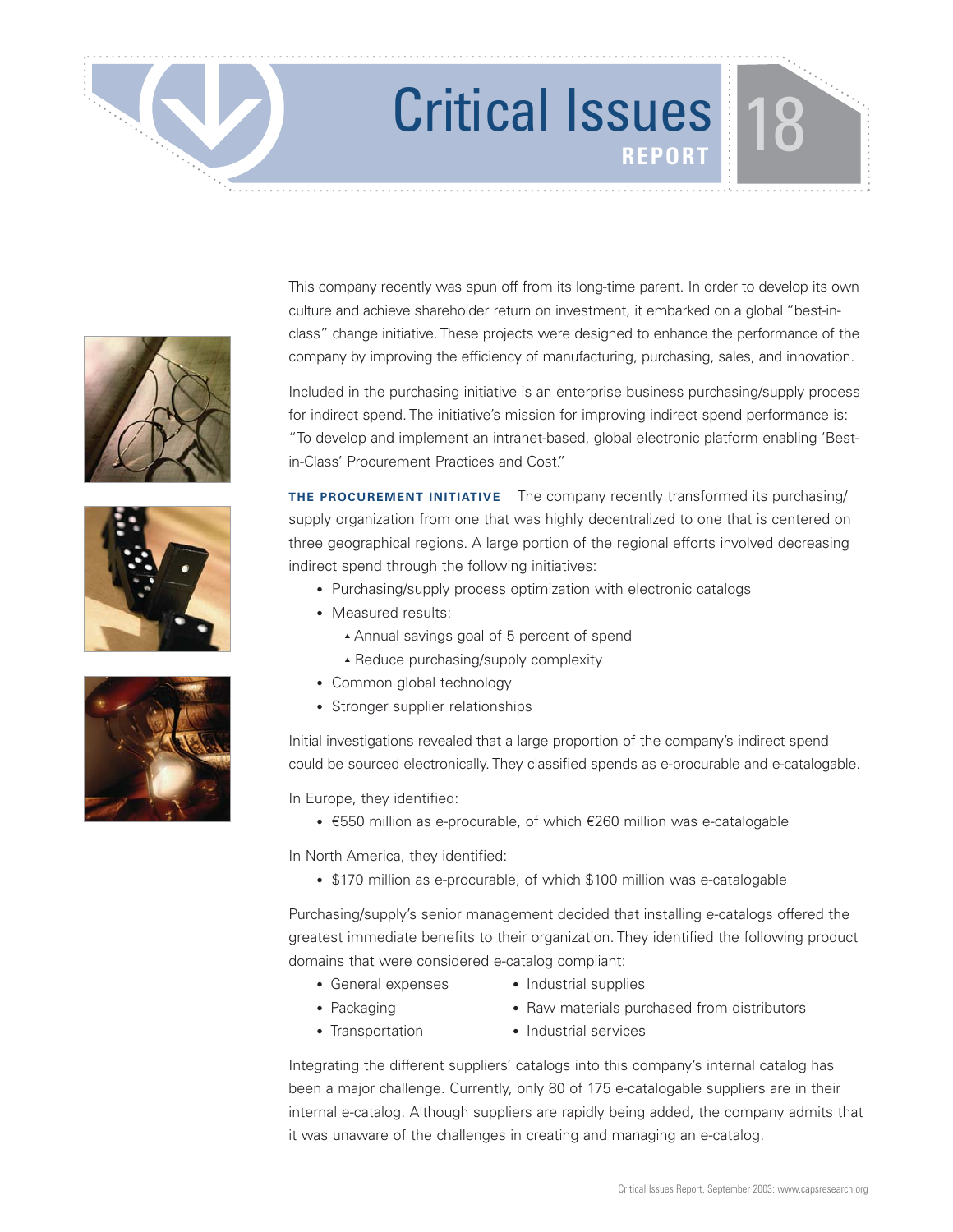This company recently was spun off from its long-time parent. In order to develop its own culture and achieve shareholder return on investment, it embarked on a global "best-in-class" change initiative. These projects were designed to enhance the performance of the company by improving the efficiency of manufacturing, purchasing, sales, and innovation.

Included in the purchasing initiative is an enterprise business purchasing/supply process for indirect spend. The initiative's mission for improving indirect spend performance is: "To develop and implement an intranet-based, global electronic platform enabling 'Best-in-Class' Procurement Practices and Cost."

**THE PROCUREMENT INITIATIVE** The company recently transformed its purchasing/supply organization from one that was highly decentralized to one that is centered on three geographical regions. A large portion of the regional efforts involved decreasing indirect spend through the following initiatives:

- Purchasing/supply process optimization with electronic catalogs
- Measured results:
  - Annual savings goal of 5 percent of spend
  - Reduce purchasing/supply complexity
- Common global technology
- Stronger supplier relationships

Initial investigations revealed that a large proportion of the company's indirect spend could be sourced electronically. They classified spends as e-procurable and e-catalogable.

In Europe, they identified:

- €550 million as e-procurable, of which €260 million was e-catalogable

In North America, they identified:

- $170 million as e-procurable, of which $100 million was e-catalogable

Purchasing/supply's senior management decided that installing e-catalogs offered the greatest immediate benefits to their organization. They identified the following product domains that were considered e-catalog compliant:

- General expenses
- Packaging
- Transportation
- Industrial supplies
- Raw materials purchased from distributors
- Industrial services

Integrating the different suppliers' catalogs into this company's internal catalog has been a major challenge. Currently, only 80 of 175 e-catalogable suppliers are in their internal e-catalog. Although suppliers are rapidly being added, the company admits that it was unaware of the challenges in creating and managing an e-catalog.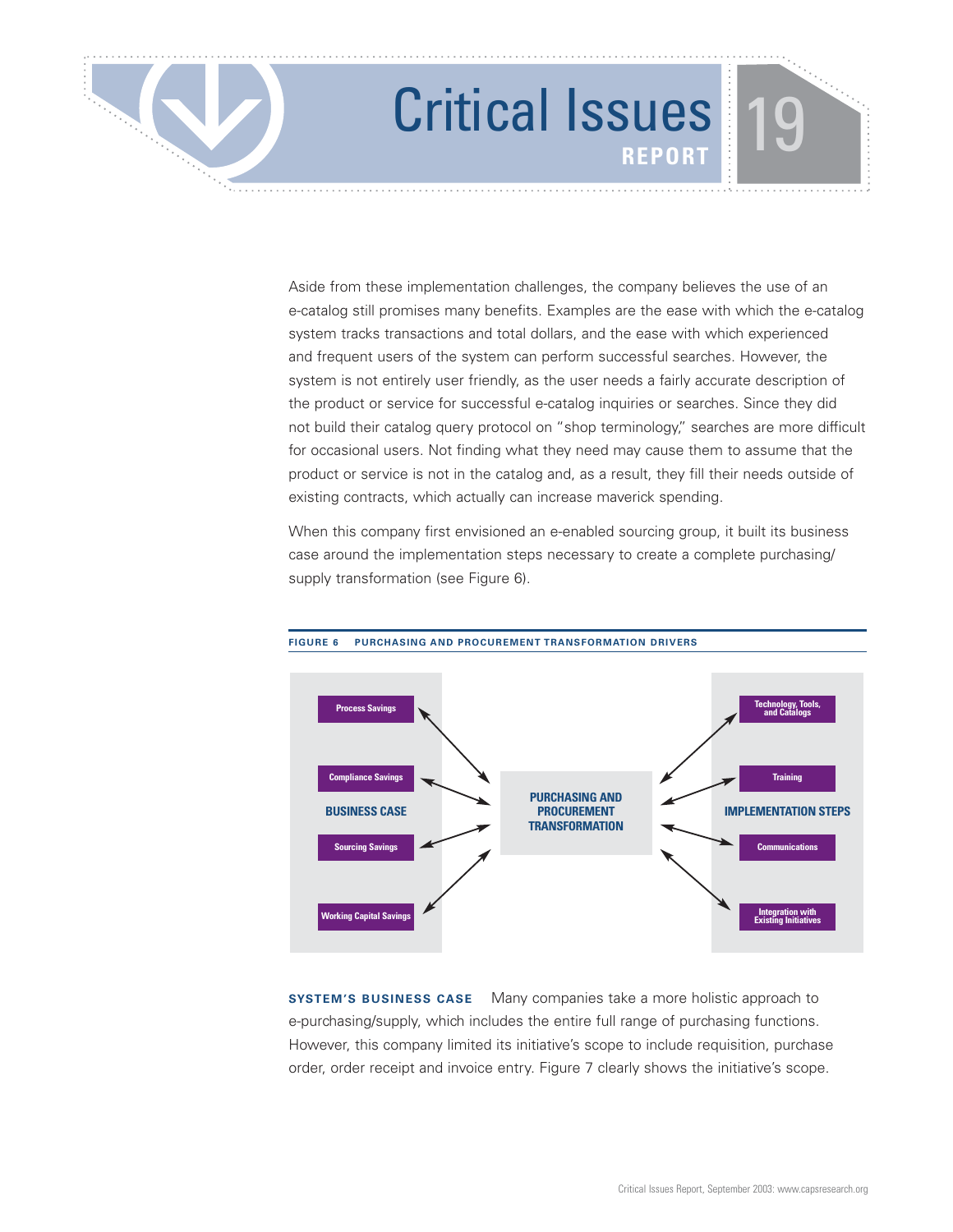Aside from these implementation challenges, the company believes the use of an e-catalog still promises many benefits. Examples are the ease with which the e-catalog system tracks transactions and total dollars, and the ease with which experienced and frequent users of the system can perform successful searches. However, the system is not entirely user friendly, as the user needs a fairly accurate description of the product or service for successful e-catalog inquiries or searches. Since they did not build their catalog query protocol on "shop terminology," searches are more difficult for occasional users. Not finding what they need may cause them to assume that the product or service is not in the catalog and, as a result, they fill their needs outside of existing contracts, which actually can increase maverick spending.

When this company first envisioned an e-enabled sourcing group, it built its business case around the implementation steps necessary to create a complete purchasing/ supply transformation (see Figure 6).

**FIGURE 6 PURCHASING AND PROCUREMENT TRANSFORMATION DRIVERS**

| BUSINESS CASE | | IMPLEMENTATION STEPS |
|---|---|---|
| Process Savings | PURCHASING AND PROCUREMENT TRANSFORMATION | Technology, Tools, and Catalogs |
| Compliance Savings | | Training |
| Sourcing Savings | | Communications |
| Working Capital Savings | | Integration with Existing Initiatives |

**SYSTEM'S BUSINESS CASE** Many companies take a more holistic approach to e-purchasing/supply, which includes the entire full range of purchasing functions. However, this company limited its initiative's scope to include requisition, purchase order, order receipt and invoice entry. Figure 7 clearly shows the initiative's scope.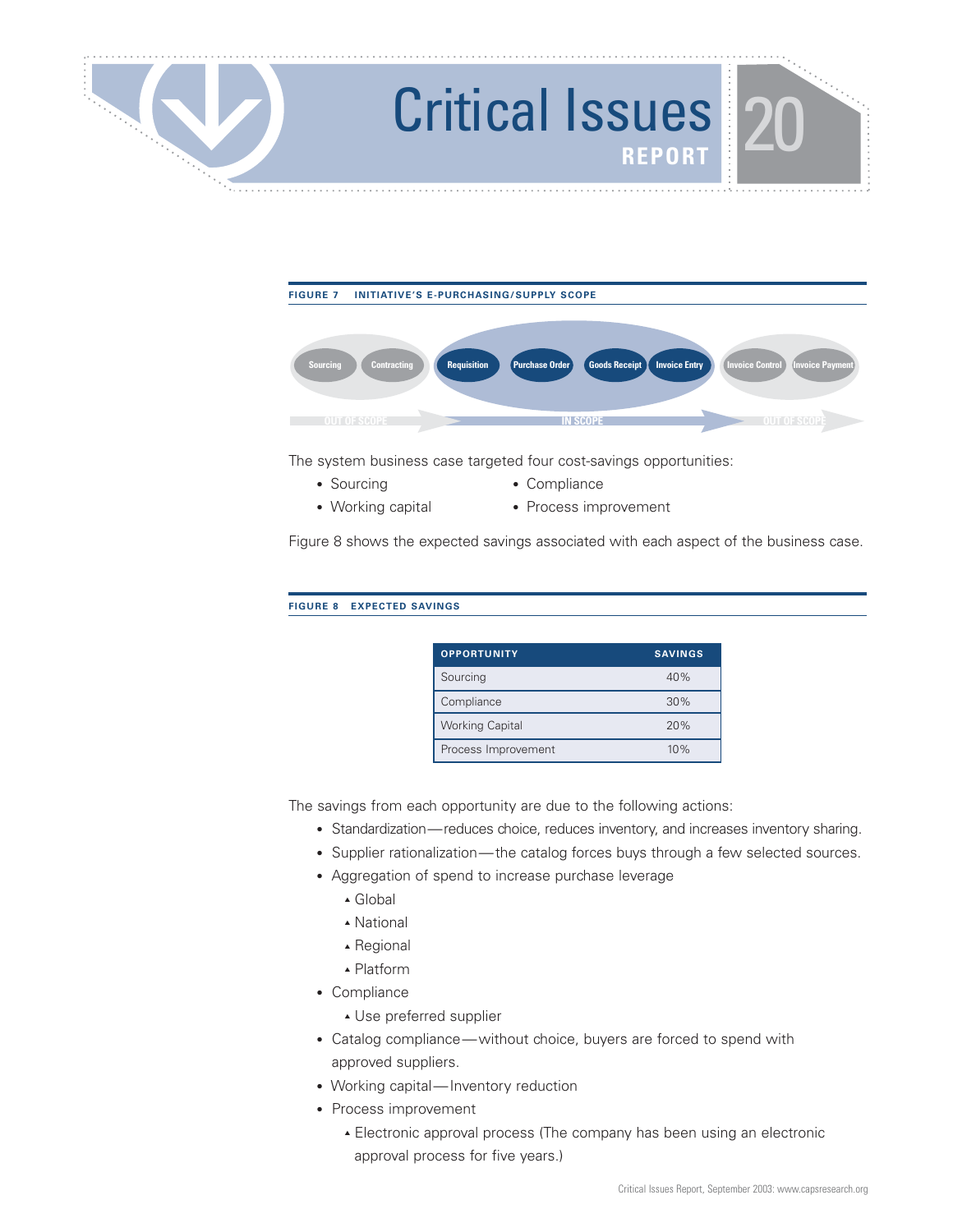**FIGURE 7 INITIATIVE'S E-PURCHASING/SUPPLY SCOPE**

| OUT OF SCOPE | | IN SCOPE | | | | OUT OF SCOPE | |
|---|---|---|---|---|---|---|---|
| Sourcing | Contracting | Requisition | Purchase Order | Goods Receipt | Invoice Entry | Invoice Control | Invoice Payment |

The system business case targeted four cost-savings opportunities:

- Sourcing
- Compliance
- Working capital
- Process improvement

Figure 8 shows the expected savings associated with each aspect of the business case.

**FIGURE 8 EXPECTED SAVINGS**

| OPPORTUNITY | SAVINGS |
|---|---|
| Sourcing | 40% |
| Compliance | 30% |
| Working Capital | 20% |
| Process Improvement | 10% |

The savings from each opportunity are due to the following actions:

- Standardization—reduces choice, reduces inventory, and increases inventory sharing.
- Supplier rationalization—the catalog forces buys through a few selected sources.
- Aggregation of spend to increase purchase leverage
  - Global
  - National
  - Regional
  - Platform
- Compliance
  - Use preferred supplier
- Catalog compliance—without choice, buyers are forced to spend with approved suppliers.
- Working capital—Inventory reduction
- Process improvement
  - Electronic approval process (The company has been using an electronic approval process for five years.)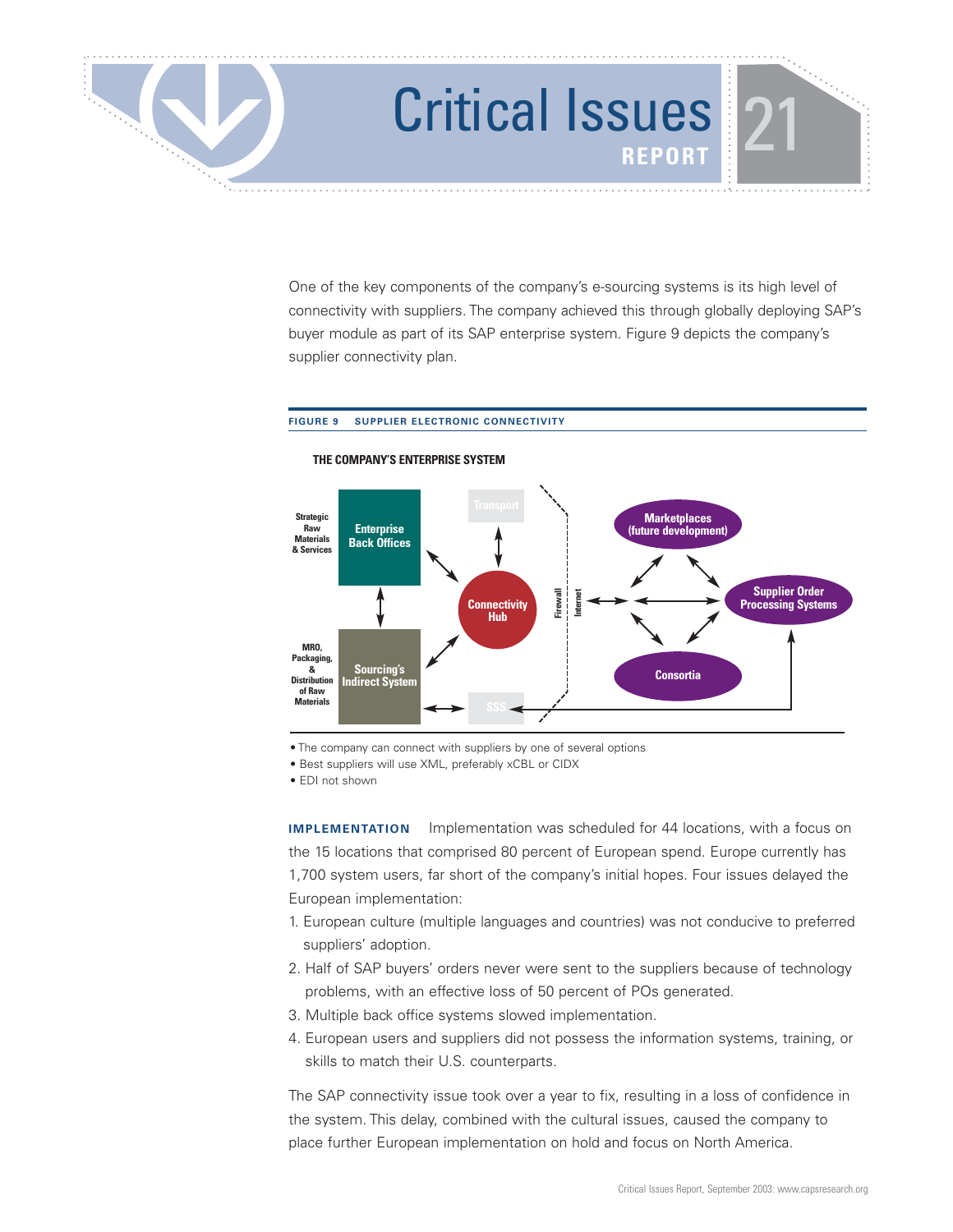One of the key components of the company's e-sourcing systems is its high level of connectivity with suppliers. The company achieved this through globally deploying SAP's buyer module as part of its SAP enterprise system. Figure 9 depicts the company's supplier connectivity plan.

**FIGURE 9 SUPPLIER ELECTRONIC CONNECTIVITY**

THE COMPANY'S ENTERPRISE SYSTEM

Strategic Raw Materials & Services — Enterprise Back Offices

MRO, Packaging, & Distribution of Raw Materials — Sourcing's Indirect System

Transport

Connectivity Hub

SSS

Firewall

Internet

Marketplaces (future development)

Supplier Order Processing Systems

Consortia

- The company can connect with suppliers by one of several options
- Best suppliers will use XML, preferably xCBL or CIDX
- EDI not shown

**IMPLEMENTATION** Implementation was scheduled for 44 locations, with a focus on the 15 locations that comprised 80 percent of European spend. Europe currently has 1,700 system users, far short of the company's initial hopes. Four issues delayed the European implementation:

1. European culture (multiple languages and countries) was not conducive to preferred suppliers' adoption.
2. Half of SAP buyers' orders never were sent to the suppliers because of technology problems, with an effective loss of 50 percent of POs generated.
3. Multiple back office systems slowed implementation.
4. European users and suppliers did not possess the information systems, training, or skills to match their U.S. counterparts.

The SAP connectivity issue took over a year to fix, resulting in a loss of confidence in the system. This delay, combined with the cultural issues, caused the company to place further European implementation on hold and focus on North America.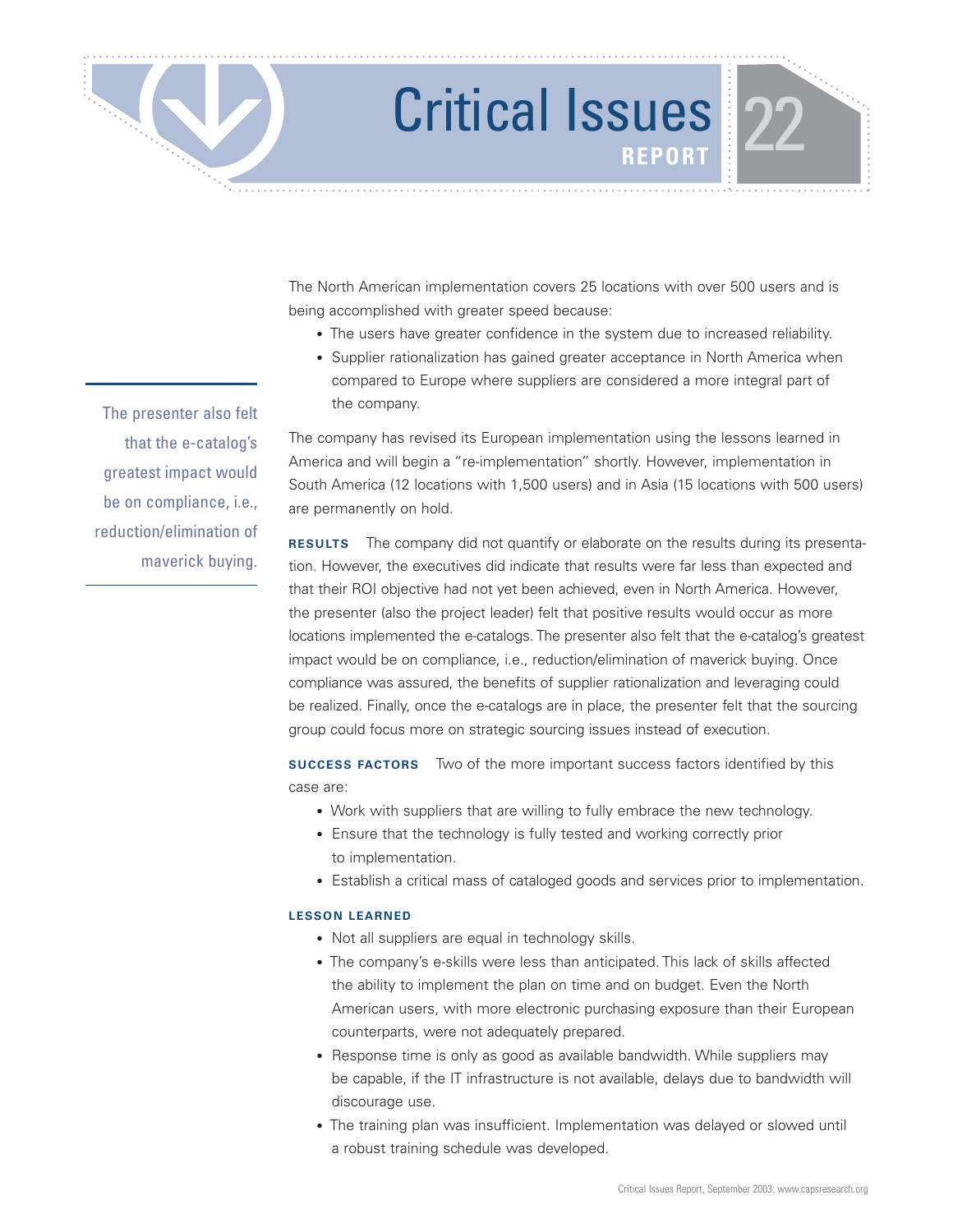The North American implementation covers 25 locations with over 500 users and is being accomplished with greater speed because:

- The users have greater confidence in the system due to increased reliability.
- Supplier rationalization has gained greater acceptance in North America when compared to Europe where suppliers are considered a more integral part of the company.

The company has revised its European implementation using the lessons learned in America and will begin a "re-implementation" shortly. However, implementation in South America (12 locations with 1,500 users) and in Asia (15 locations with 500 users) are permanently on hold.

> The presenter also felt that the e-catalog's greatest impact would be on compliance, i.e., reduction/elimination of maverick buying.

**RESULTS** The company did not quantify or elaborate on the results during its presentation. However, the executives did indicate that results were far less than expected and that their ROI objective had not yet been achieved, even in North America. However, the presenter (also the project leader) felt that positive results would occur as more locations implemented the e-catalogs. The presenter also felt that the e-catalog's greatest impact would be on compliance, i.e., reduction/elimination of maverick buying. Once compliance was assured, the benefits of supplier rationalization and leveraging could be realized. Finally, once the e-catalogs are in place, the presenter felt that the sourcing group could focus more on strategic sourcing issues instead of execution.

**SUCCESS FACTORS** Two of the more important success factors identified by this case are:

- Work with suppliers that are willing to fully embrace the new technology.
- Ensure that the technology is fully tested and working correctly prior to implementation.
- Establish a critical mass of cataloged goods and services prior to implementation.

**LESSON LEARNED**

- Not all suppliers are equal in technology skills.
- The company's e-skills were less than anticipated. This lack of skills affected the ability to implement the plan on time and on budget. Even the North American users, with more electronic purchasing exposure than their European counterparts, were not adequately prepared.
- Response time is only as good as available bandwidth. While suppliers may be capable, if the IT infrastructure is not available, delays due to bandwidth will discourage use.
- The training plan was insufficient. Implementation was delayed or slowed until a robust training schedule was developed.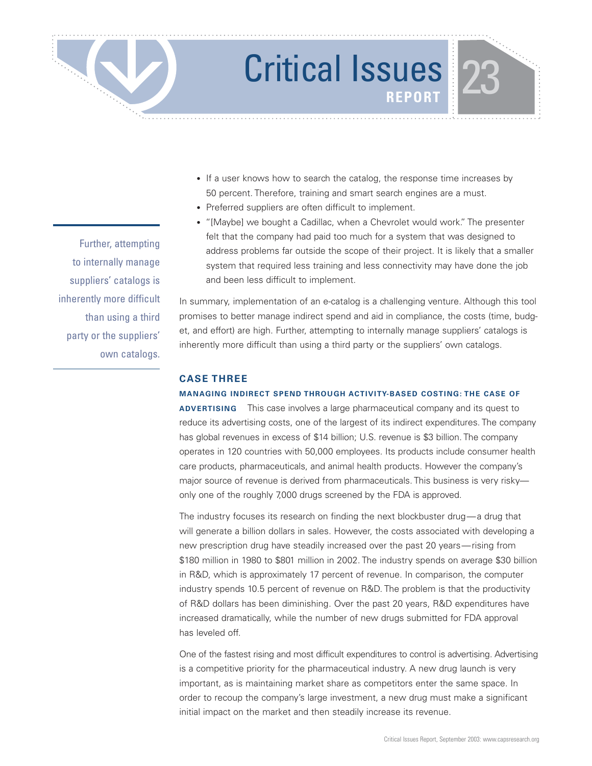- If a user knows how to search the catalog, the response time increases by 50 percent. Therefore, training and smart search engines are a must.
- Preferred suppliers are often difficult to implement.
- "[Maybe] we bought a Cadillac, when a Chevrolet would work." The presenter felt that the company had paid too much for a system that was designed to address problems far outside the scope of their project. It is likely that a smaller system that required less training and less connectivity may have done the job and been less difficult to implement.

In summary, implementation of an e-catalog is a challenging venture. Although this tool promises to better manage indirect spend and aid in compliance, the costs (time, budget, and effort) are high. Further, attempting to internally manage suppliers' catalogs is inherently more difficult than using a third party or the suppliers' own catalogs.

## CASE THREE

**MANAGING INDIRECT SPEND THROUGH ACTIVITY-BASED COSTING: THE CASE OF ADVERTISING** This case involves a large pharmaceutical company and its quest to reduce its advertising costs, one of the largest of its indirect expenditures. The company has global revenues in excess of $14 billion; U.S. revenue is $3 billion. The company operates in 120 countries with 50,000 employees. Its products include consumer health care products, pharmaceuticals, and animal health products. However the company's major source of revenue is derived from pharmaceuticals. This business is very risky—only one of the roughly 7,000 drugs screened by the FDA is approved.

The industry focuses its research on finding the next blockbuster drug—a drug that will generate a billion dollars in sales. However, the costs associated with developing a new prescription drug have steadily increased over the past 20 years—rising from $180 million in 1980 to $801 million in 2002. The industry spends on average $30 billion in R&D, which is approximately 17 percent of revenue. In comparison, the computer industry spends 10.5 percent of revenue on R&D. The problem is that the productivity of R&D dollars has been diminishing. Over the past 20 years, R&D expenditures have increased dramatically, while the number of new drugs submitted for FDA approval has leveled off.

One of the fastest rising and most difficult expenditures to control is advertising. Advertising is a competitive priority for the pharmaceutical industry. A new drug launch is very important, as is maintaining market share as competitors enter the same space. In order to recoup the company's large investment, a new drug must make a significant initial impact on the market and then steadily increase its revenue.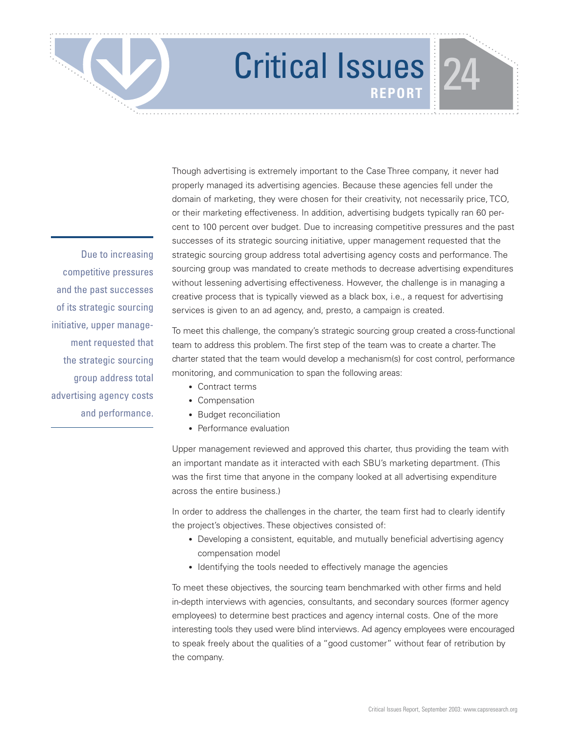Though advertising is extremely important to the Case Three company, it never had properly managed its advertising agencies. Because these agencies fell under the domain of marketing, they were chosen for their creativity, not necessarily price, TCO, or their marketing effectiveness. In addition, advertising budgets typically ran 60 percent to 100 percent over budget. Due to increasing competitive pressures and the past successes of its strategic sourcing initiative, upper management requested that the strategic sourcing group address total advertising agency costs and performance. The sourcing group was mandated to create methods to decrease advertising expenditures without lessening advertising effectiveness. However, the challenge is in managing a creative process that is typically viewed as a black box, i.e., a request for advertising services is given to an ad agency, and, presto, a campaign is created.

> Due to increasing competitive pressures and the past successes of its strategic sourcing initiative, upper management requested that the strategic sourcing group address total advertising agency costs and performance.

To meet this challenge, the company's strategic sourcing group created a cross-functional team to address this problem. The first step of the team was to create a charter. The charter stated that the team would develop a mechanism(s) for cost control, performance monitoring, and communication to span the following areas:

- Contract terms
- Compensation
- Budget reconciliation
- Performance evaluation

Upper management reviewed and approved this charter, thus providing the team with an important mandate as it interacted with each SBU's marketing department. (This was the first time that anyone in the company looked at all advertising expenditure across the entire business.)

In order to address the challenges in the charter, the team first had to clearly identify the project's objectives. These objectives consisted of:

- Developing a consistent, equitable, and mutually beneficial advertising agency compensation model
- Identifying the tools needed to effectively manage the agencies

To meet these objectives, the sourcing team benchmarked with other firms and held in-depth interviews with agencies, consultants, and secondary sources (former agency employees) to determine best practices and agency internal costs. One of the more interesting tools they used were blind interviews. Ad agency employees were encouraged to speak freely about the qualities of a "good customer" without fear of retribution by the company.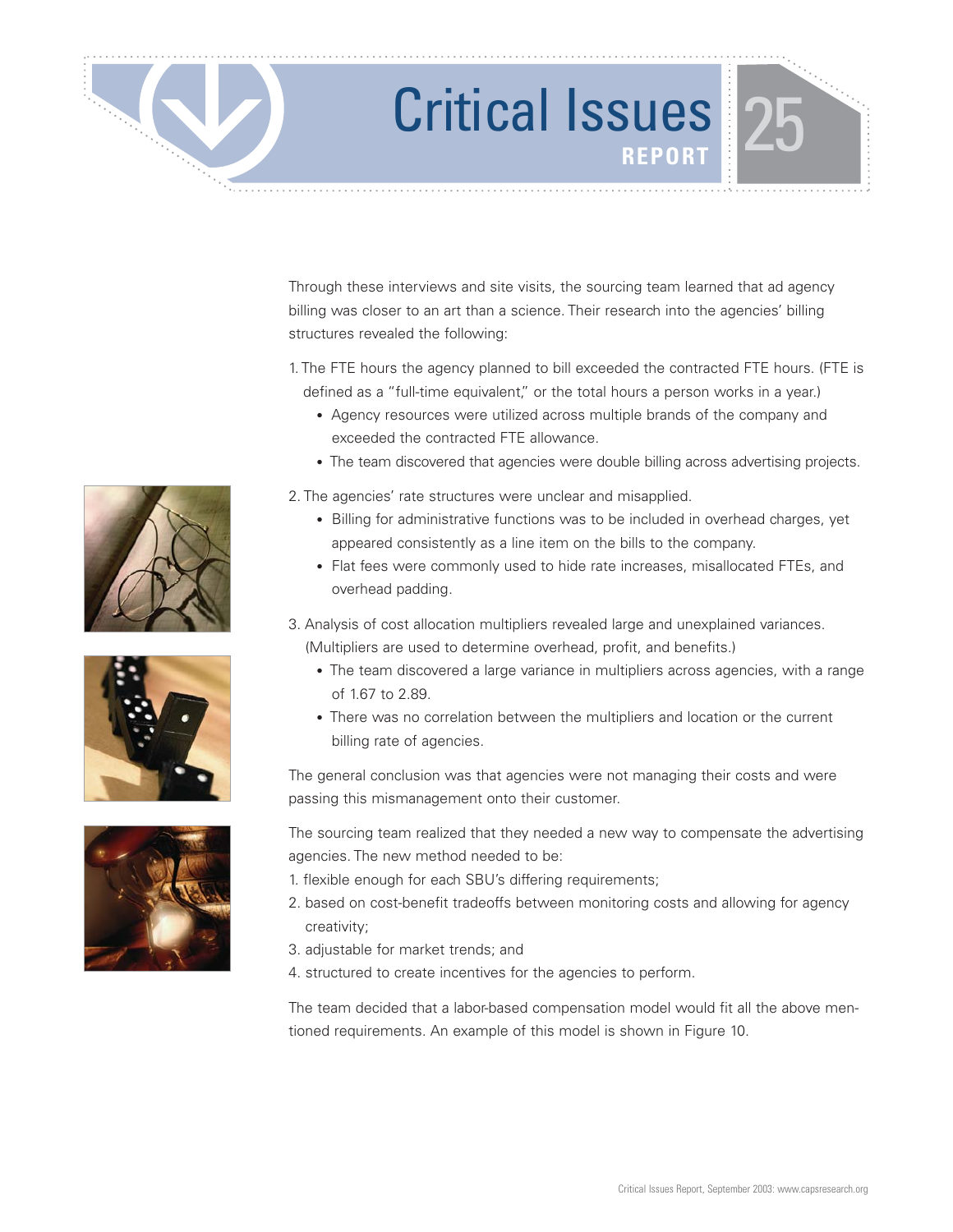Through these interviews and site visits, the sourcing team learned that ad agency billing was closer to an art than a science. Their research into the agencies' billing structures revealed the following:

1. The FTE hours the agency planned to bill exceeded the contracted FTE hours. (FTE is defined as a "full-time equivalent," or the total hours a person works in a year.)
   - Agency resources were utilized across multiple brands of the company and exceeded the contracted FTE allowance.
   - The team discovered that agencies were double billing across advertising projects.
2. The agencies' rate structures were unclear and misapplied.
   - Billing for administrative functions was to be included in overhead charges, yet appeared consistently as a line item on the bills to the company.
   - Flat fees were commonly used to hide rate increases, misallocated FTEs, and overhead padding.
3. Analysis of cost allocation multipliers revealed large and unexplained variances. (Multipliers are used to determine overhead, profit, and benefits.)
   - The team discovered a large variance in multipliers across agencies, with a range of 1.67 to 2.89.
   - There was no correlation between the multipliers and location or the current billing rate of agencies.

The general conclusion was that agencies were not managing their costs and were passing this mismanagement onto their customer.

The sourcing team realized that they needed a new way to compensate the advertising agencies. The new method needed to be:

1. flexible enough for each SBU's differing requirements;
2. based on cost-benefit tradeoffs between monitoring costs and allowing for agency creativity;
3. adjustable for market trends; and
4. structured to create incentives for the agencies to perform.

The team decided that a labor-based compensation model would fit all the above mentioned requirements. An example of this model is shown in Figure 10.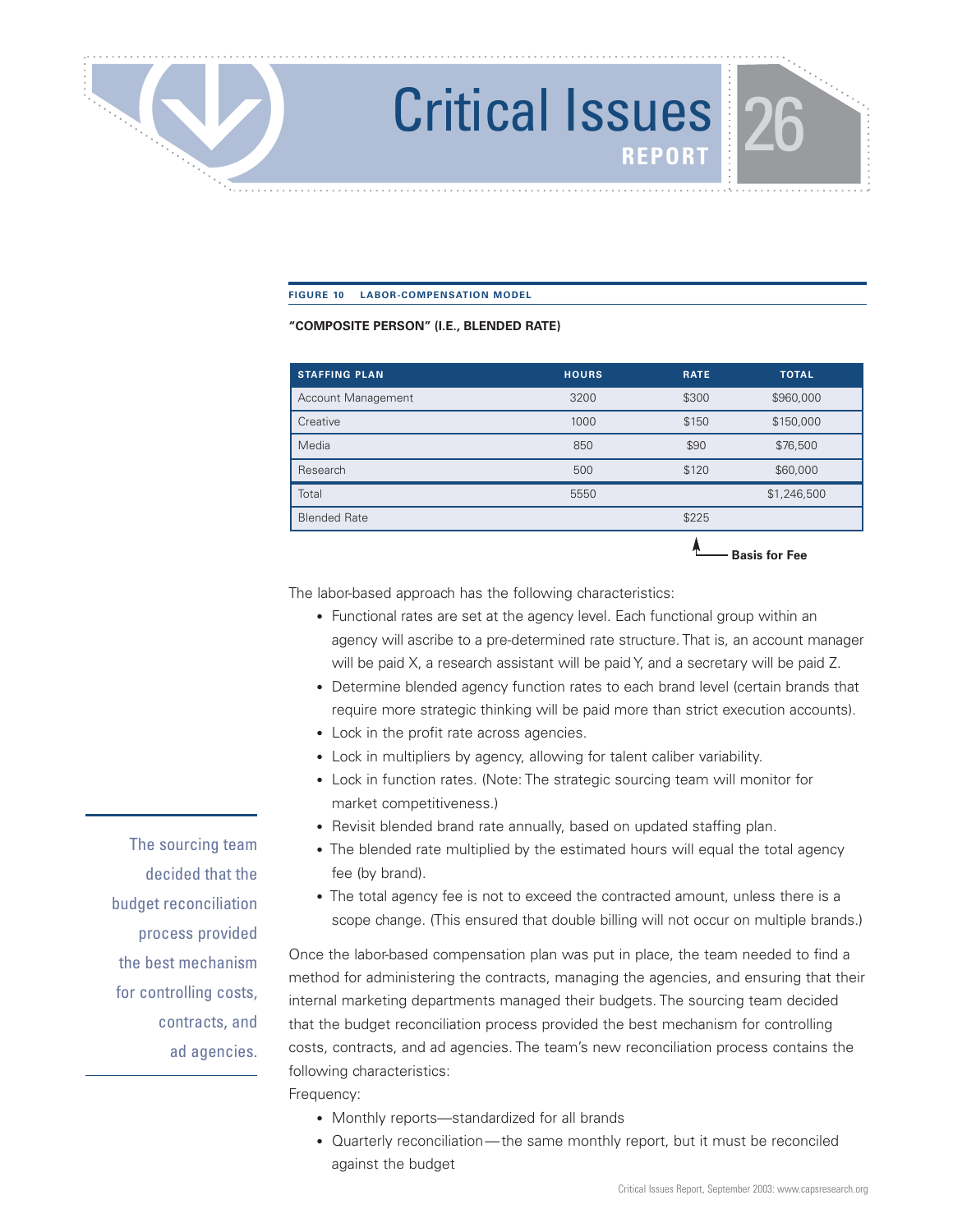**FIGURE 10 LABOR-COMPENSATION MODEL**

**"COMPOSITE PERSON" (I.E., BLENDED RATE)**

| STAFFING PLAN | HOURS | RATE | TOTAL |
|---|---|---|---|
| Account Management | 3200 | $300 | $960,000 |
| Creative | 1000 | $150 | $150,000 |
| Media | 850 | $90 | $76,500 |
| Research | 500 | $120 | $60,000 |
| Total | 5550 | | $1,246,500 |
| Blended Rate | | $225 | |

**Basis for Fee**

The labor-based approach has the following characteristics:

- Functional rates are set at the agency level. Each functional group within an agency will ascribe to a pre-determined rate structure. That is, an account manager will be paid X, a research assistant will be paid Y, and a secretary will be paid Z.
- Determine blended agency function rates to each brand level (certain brands that require more strategic thinking will be paid more than strict execution accounts).
- Lock in the profit rate across agencies.
- Lock in multipliers by agency, allowing for talent caliber variability.
- Lock in function rates. (Note: The strategic sourcing team will monitor for market competitiveness.)
- Revisit blended brand rate annually, based on updated staffing plan.
- The blended rate multiplied by the estimated hours will equal the total agency fee (by brand).
- The total agency fee is not to exceed the contracted amount, unless there is a scope change. (This ensured that double billing will not occur on multiple brands.)

> The sourcing team decided that the budget reconciliation process provided the best mechanism for controlling costs, contracts, and ad agencies.

Once the labor-based compensation plan was put in place, the team needed to find a method for administering the contracts, managing the agencies, and ensuring that their internal marketing departments managed their budgets. The sourcing team decided that the budget reconciliation process provided the best mechanism for controlling costs, contracts, and ad agencies. The team's new reconciliation process contains the following characteristics:

Frequency:

- Monthly reports—standardized for all brands
- Quarterly reconciliation—the same monthly report, but it must be reconciled against the budget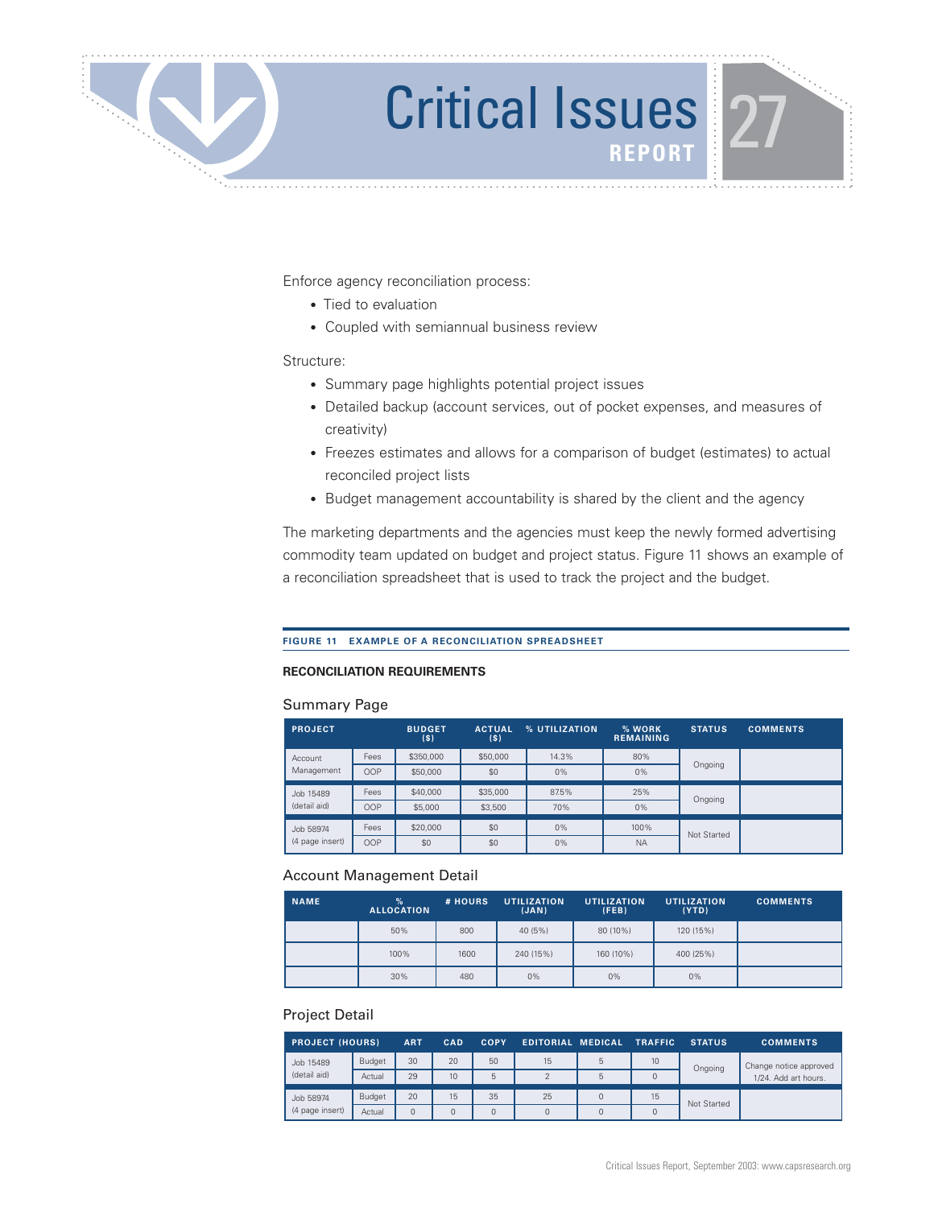Enforce agency reconciliation process:

- Tied to evaluation
- Coupled with semiannual business review

Structure:

- Summary page highlights potential project issues
- Detailed backup (account services, out of pocket expenses, and measures of creativity)
- Freezes estimates and allows for a comparison of budget (estimates) to actual reconciled project lists
- Budget management accountability is shared by the client and the agency

The marketing departments and the agencies must keep the newly formed advertising commodity team updated on budget and project status. Figure 11 shows an example of a reconciliation spreadsheet that is used to track the project and the budget.

**FIGURE 11 EXAMPLE OF A RECONCILIATION SPREADSHEET**

**RECONCILIATION REQUIREMENTS**

### Summary Page

| PROJECT | | BUDGET ($) | ACTUAL ($) | % UTILIZATION | % WORK REMAINING | STATUS | COMMENTS |
|---|---|---|---|---|---|---|---|
| Account Management | Fees | $350,000 | $50,000 | 14.3% | 80% | Ongoing | |
| | OOP | $50,000 | $0 | 0% | 0% | | |
| Job 15489 (detail aid) | Fees | $40,000 | $35,000 | 87.5% | 25% | Ongoing | |
| | OOP | $5,000 | $3,500 | 70% | 0% | | |
| Job 58974 (4 page insert) | Fees | $20,000 | $0 | 0% | 100% | Not Started | |
| | OOP | $0 | $0 | 0% | NA | | |

### Account Management Detail

| NAME | % ALLOCATION | # HOURS | UTILIZATION (JAN) | UTILIZATION (FEB) | UTILIZATION (YTD) | COMMENTS |
|---|---|---|---|---|---|---|
| | 50% | 800 | 40 (5%) | 80 (10%) | 120 (15%) | |
| | 100% | 1600 | 240 (15%) | 160 (10%) | 400 (25%) | |
| | 30% | 480 | 0% | 0% | 0% | |

### Project Detail

| PROJECT (HOURS) | | ART | CAD | COPY | EDITORIAL | MEDICAL | TRAFFIC | STATUS | COMMENTS |
|---|---|---|---|---|---|---|---|---|---|
| Job 15489 (detail aid) | Budget | 30 | 20 | 50 | 15 | 5 | 10 | Ongoing | Change notice approved 1/24. Add art hours. |
| | Actual | 29 | 10 | 5 | 2 | 5 | 0 | | |
| Job 58974 (4 page insert) | Budget | 20 | 15 | 35 | 25 | 0 | 15 | Not Started | |
| | Actual | 0 | 0 | 0 | 0 | 0 | 0 | | |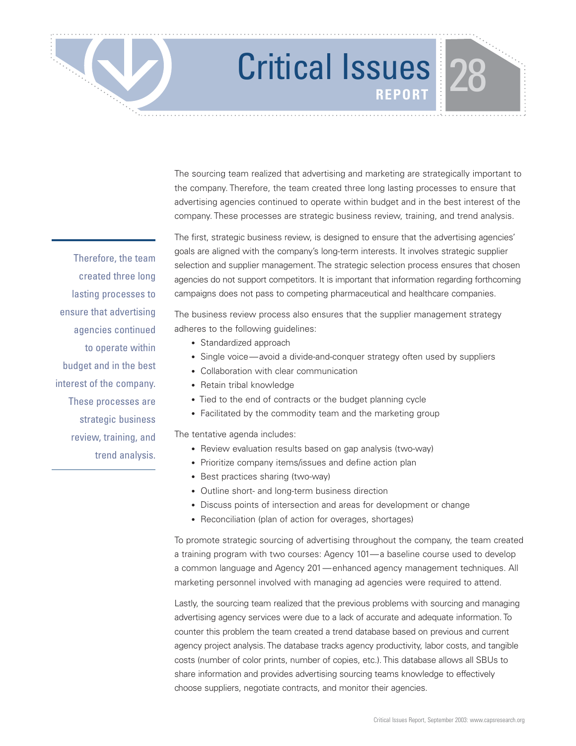The sourcing team realized that advertising and marketing are strategically important to the company. Therefore, the team created three long lasting processes to ensure that advertising agencies continued to operate within budget and in the best interest of the company. These processes are strategic business review, training, and trend analysis.

> Therefore, the team created three long lasting processes to ensure that advertising agencies continued to operate within budget and in the best interest of the company. These processes are strategic business review, training, and trend analysis.

The first, strategic business review, is designed to ensure that the advertising agencies' goals are aligned with the company's long-term interests. It involves strategic supplier selection and supplier management. The strategic selection process ensures that chosen agencies do not support competitors. It is important that information regarding forthcoming campaigns does not pass to competing pharmaceutical and healthcare companies.

The business review process also ensures that the supplier management strategy adheres to the following guidelines:

- Standardized approach
- Single voice — avoid a divide-and-conquer strategy often used by suppliers
- Collaboration with clear communication
- Retain tribal knowledge
- Tied to the end of contracts or the budget planning cycle
- Facilitated by the commodity team and the marketing group

The tentative agenda includes:

- Review evaluation results based on gap analysis (two-way)
- Prioritize company items/issues and define action plan
- Best practices sharing (two-way)
- Outline short- and long-term business direction
- Discuss points of intersection and areas for development or change
- Reconciliation (plan of action for overages, shortages)

To promote strategic sourcing of advertising throughout the company, the team created a training program with two courses: Agency 101 — a baseline course used to develop a common language and Agency 201 — enhanced agency management techniques. All marketing personnel involved with managing ad agencies were required to attend.

Lastly, the sourcing team realized that the previous problems with sourcing and managing advertising agency services were due to a lack of accurate and adequate information. To counter this problem the team created a trend database based on previous and current agency project analysis. The database tracks agency productivity, labor costs, and tangible costs (number of color prints, number of copies, etc.). This database allows all SBUs to share information and provides advertising sourcing teams knowledge to effectively choose suppliers, negotiate contracts, and monitor their agencies.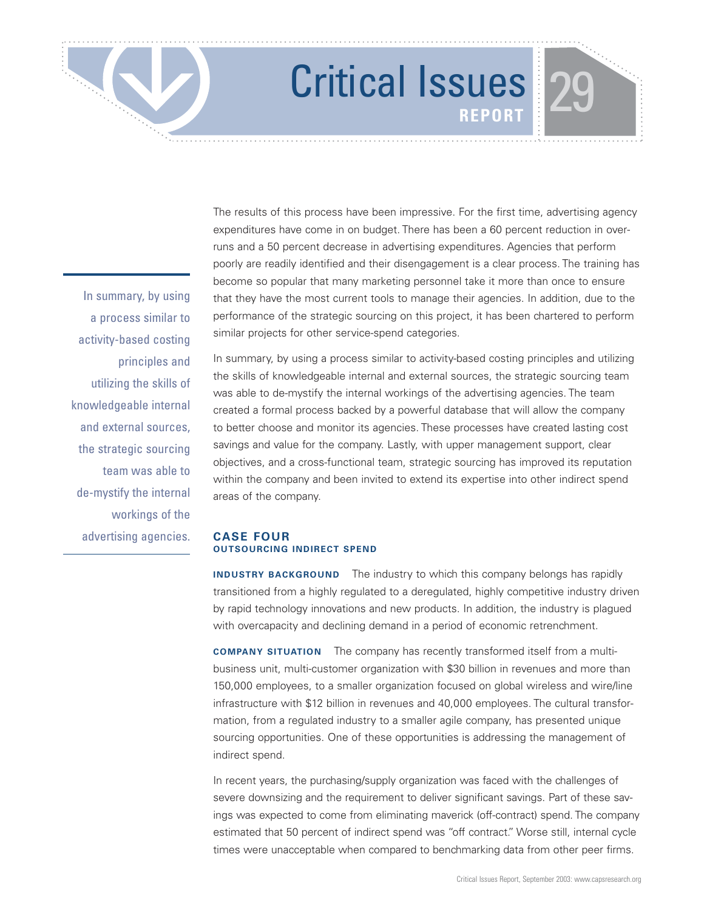The results of this process have been impressive. For the first time, advertising agency expenditures have come in on budget. There has been a 60 percent reduction in overruns and a 50 percent decrease in advertising expenditures. Agencies that perform poorly are readily identified and their disengagement is a clear process. The training has become so popular that many marketing personnel take it more than once to ensure that they have the most current tools to manage their agencies. In addition, due to the performance of the strategic sourcing on this project, it has been chartered to perform similar projects for other service-spend categories.

> In summary, by using a process similar to activity-based costing principles and utilizing the skills of knowledgeable internal and external sources, the strategic sourcing team was able to de-mystify the internal workings of the advertising agencies.

In summary, by using a process similar to activity-based costing principles and utilizing the skills of knowledgeable internal and external sources, the strategic sourcing team was able to de-mystify the internal workings of the advertising agencies. The team created a formal process backed by a powerful database that will allow the company to better choose and monitor its agencies. These processes have created lasting cost savings and value for the company. Lastly, with upper management support, clear objectives, and a cross-functional team, strategic sourcing has improved its reputation within the company and been invited to extend its expertise into other indirect spend areas of the company.

## CASE FOUR
### OUTSOURCING INDIRECT SPEND

**INDUSTRY BACKGROUND** The industry to which this company belongs has rapidly transitioned from a highly regulated to a deregulated, highly competitive industry driven by rapid technology innovations and new products. In addition, the industry is plagued with overcapacity and declining demand in a period of economic retrenchment.

**COMPANY SITUATION** The company has recently transformed itself from a multi-business unit, multi-customer organization with $30 billion in revenues and more than 150,000 employees, to a smaller organization focused on global wireless and wire/line infrastructure with $12 billion in revenues and 40,000 employees. The cultural transformation, from a regulated industry to a smaller agile company, has presented unique sourcing opportunities. One of these opportunities is addressing the management of indirect spend.

In recent years, the purchasing/supply organization was faced with the challenges of severe downsizing and the requirement to deliver significant savings. Part of these savings was expected to come from eliminating maverick (off-contract) spend. The company estimated that 50 percent of indirect spend was "off contract." Worse still, internal cycle times were unacceptable when compared to benchmarking data from other peer firms.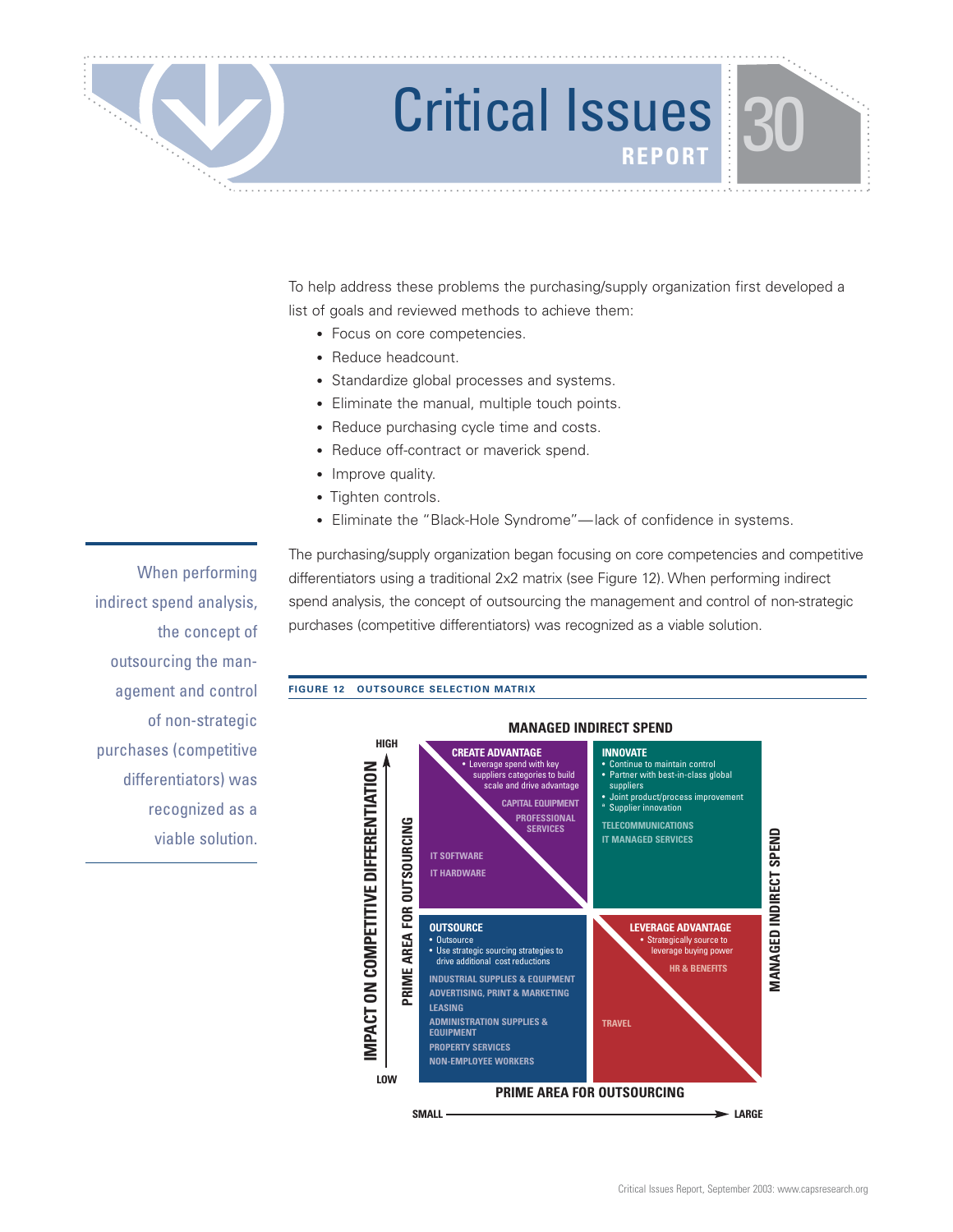To help address these problems the purchasing/supply organization first developed a list of goals and reviewed methods to achieve them:

- Focus on core competencies.
- Reduce headcount.
- Standardize global processes and systems.
- Eliminate the manual, multiple touch points.
- Reduce purchasing cycle time and costs.
- Reduce off-contract or maverick spend.
- Improve quality.
- Tighten controls.
- Eliminate the "Black-Hole Syndrome"—lack of confidence in systems.

When performing indirect spend analysis, the concept of outsourcing the management and control of non-strategic purchases (competitive differentiators) was recognized as a viable solution.

The purchasing/supply organization began focusing on core competencies and competitive differentiators using a traditional 2x2 matrix (see Figure 12). When performing indirect spend analysis, the concept of outsourcing the management and control of non-strategic purchases (competitive differentiators) was recognized as a viable solution.

**FIGURE 12 OUTSOURCE SELECTION MATRIX**

**MANAGED INDIRECT SPEND**

Vertical axis: IMPACT ON COMPETITIVE DIFFERENTIATION (LOW to HIGH)
Horizontal axis: SMALL to LARGE

| | |
|---|---|
| **CREATE ADVANTAGE**<br>• Leverage spend with key suppliers categories to build scale and drive advantage<br>CAPITAL EQUIPMENT<br>PROFESSIONAL SERVICES<br>IT SOFTWARE<br>IT HARDWARE | **INNOVATE**<br>• Continue to maintain control<br>• Partner with best-in-class global suppliers<br>• Joint product/process improvement<br>• Supplier innovation<br>TELECOMMUNICATIONS<br>IT MANAGED SERVICES |
| **OUTSOURCE**<br>• Outsource<br>• Use strategic sourcing strategies to drive additional cost reductions<br>INDUSTRIAL SUPPLIES & EQUIPMENT<br>ADVERTISING, PRINT & MARKETING<br>LEASING<br>ADMINISTRATION SUPPLIES & EQUIPMENT<br>PROPERTY SERVICES<br>NON-EMPLOYEE WORKERS | **LEVERAGE ADVANTAGE**<br>• Strategically source to leverage buying power<br>HR & BENEFITS<br>TRAVEL |

Left inner label: PRIME AREA FOR OUTSOURCING
Right label: MANAGED INDIRECT SPEND
Bottom label: PRIME AREA FOR OUTSOURCING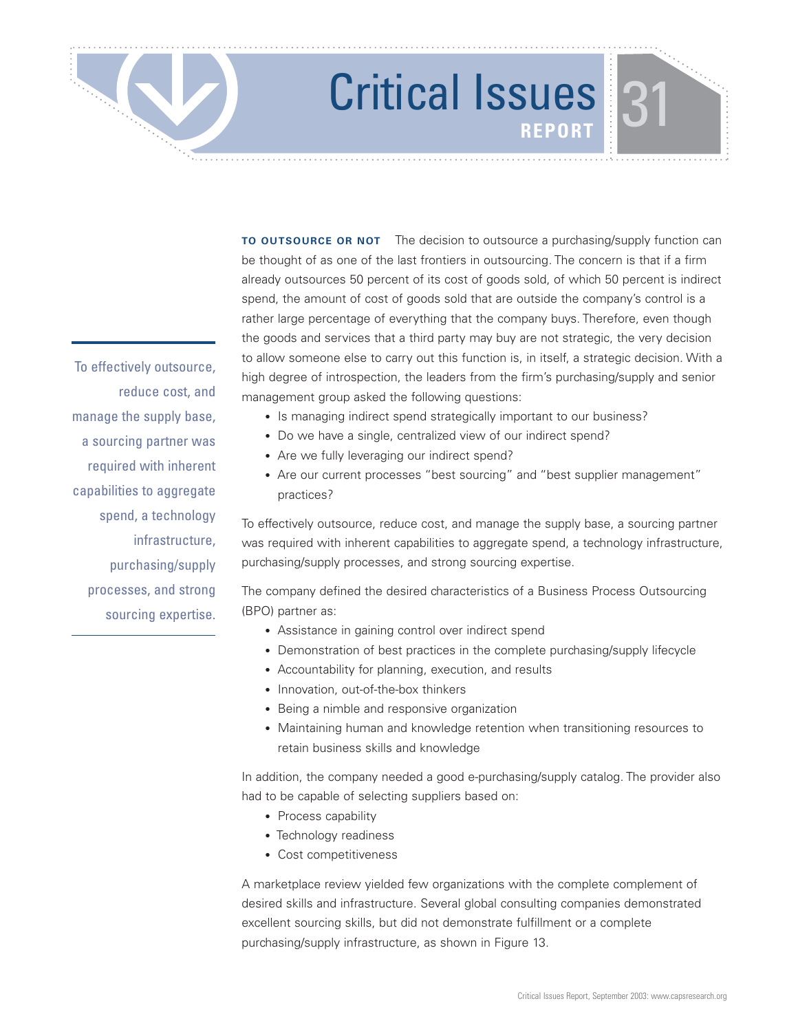**TO OUTSOURCE OR NOT** The decision to outsource a purchasing/supply function can be thought of as one of the last frontiers in outsourcing. The concern is that if a firm already outsources 50 percent of its cost of goods sold, of which 50 percent is indirect spend, the amount of cost of goods sold that are outside the company's control is a rather large percentage of everything that the company buys. Therefore, even though the goods and services that a third party may buy are not strategic, the very decision to allow someone else to carry out this function is, in itself, a strategic decision. With a high degree of introspection, the leaders from the firm's purchasing/supply and senior management group asked the following questions:

- Is managing indirect spend strategically important to our business?
- Do we have a single, centralized view of our indirect spend?
- Are we fully leveraging our indirect spend?
- Are our current processes "best sourcing" and "best supplier management" practices?

To effectively outsource, reduce cost, and manage the supply base, a sourcing partner was required with inherent capabilities to aggregate spend, a technology infrastructure, purchasing/supply processes, and strong sourcing expertise.

The company defined the desired characteristics of a Business Process Outsourcing (BPO) partner as:

- Assistance in gaining control over indirect spend
- Demonstration of best practices in the complete purchasing/supply lifecycle
- Accountability for planning, execution, and results
- Innovation, out-of-the-box thinkers
- Being a nimble and responsive organization
- Maintaining human and knowledge retention when transitioning resources to retain business skills and knowledge

In addition, the company needed a good e-purchasing/supply catalog. The provider also had to be capable of selecting suppliers based on:

- Process capability
- Technology readiness
- Cost competitiveness

A marketplace review yielded few organizations with the complete complement of desired skills and infrastructure. Several global consulting companies demonstrated excellent sourcing skills, but did not demonstrate fulfillment or a complete purchasing/supply infrastructure, as shown in Figure 13.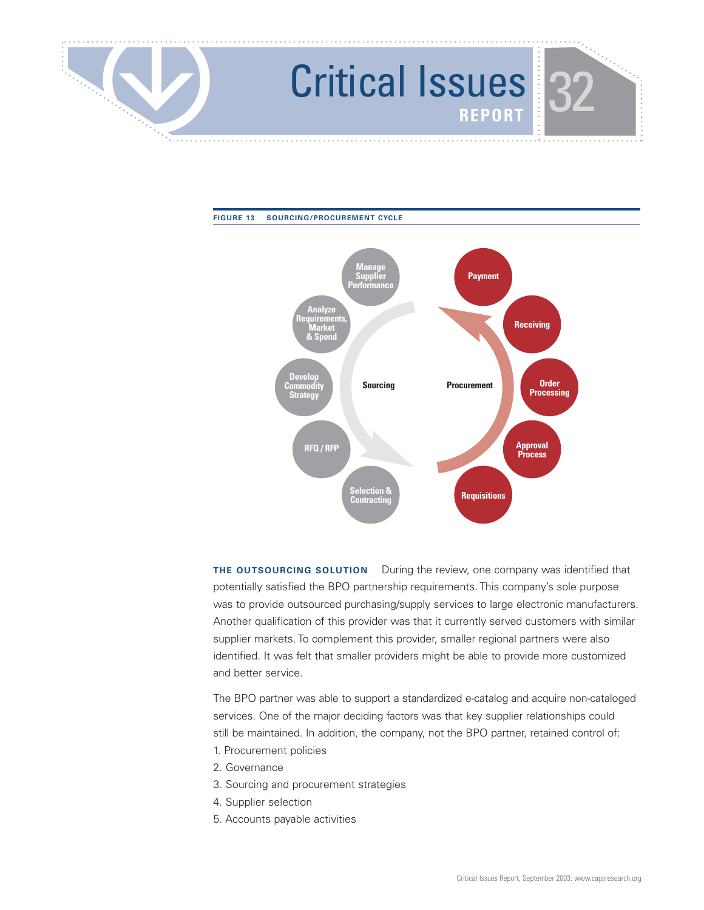**FIGURE 13 SOURCING/PROCUREMENT CYCLE**

Sourcing: Manage Supplier Performance; Analyze Requirements, Market & Spend; Develop Commodity Strategy; RFQ / RFP; Selection & Contracting

Procurement: Requisitions; Approval Process; Order Processing; Receiving; Payment

**THE OUTSOURCING SOLUTION** During the review, one company was identified that potentially satisfied the BPO partnership requirements. This company's sole purpose was to provide outsourced purchasing/supply services to large electronic manufacturers. Another qualification of this provider was that it currently served customers with similar supplier markets. To complement this provider, smaller regional partners were also identified. It was felt that smaller providers might be able to provide more customized and better service.

The BPO partner was able to support a standardized e-catalog and acquire non-cataloged services. One of the major deciding factors was that key supplier relationships could still be maintained. In addition, the company, not the BPO partner, retained control of:

1. Procurement policies
2. Governance
3. Sourcing and procurement strategies
4. Supplier selection
5. Accounts payable activities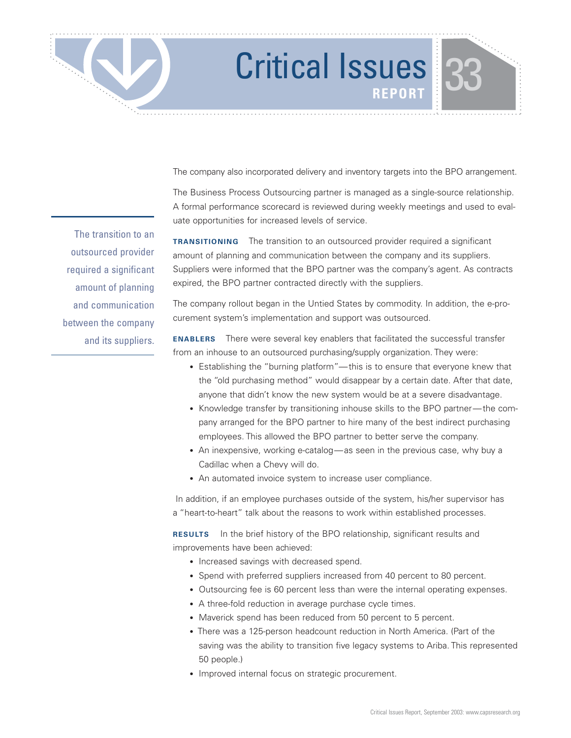The company also incorporated delivery and inventory targets into the BPO arrangement.

The Business Process Outsourcing partner is managed as a single-source relationship. A formal performance scorecard is reviewed during weekly meetings and used to evaluate opportunities for increased levels of service.

> The transition to an outsourced provider required a significant amount of planning and communication between the company and its suppliers.

**TRANSITIONING** The transition to an outsourced provider required a significant amount of planning and communication between the company and its suppliers. Suppliers were informed that the BPO partner was the company's agent. As contracts expired, the BPO partner contracted directly with the suppliers.

The company rollout began in the Untied States by commodity. In addition, the e-procurement system's implementation and support was outsourced.

**ENABLERS** There were several key enablers that facilitated the successful transfer from an inhouse to an outsourced purchasing/supply organization. They were:

- Establishing the "burning platform"—this is to ensure that everyone knew that the "old purchasing method" would disappear by a certain date. After that date, anyone that didn't know the new system would be at a severe disadvantage.
- Knowledge transfer by transitioning inhouse skills to the BPO partner—the company arranged for the BPO partner to hire many of the best indirect purchasing employees. This allowed the BPO partner to better serve the company.
- An inexpensive, working e-catalog—as seen in the previous case, why buy a Cadillac when a Chevy will do.
- An automated invoice system to increase user compliance.

In addition, if an employee purchases outside of the system, his/her supervisor has a "heart-to-heart" talk about the reasons to work within established processes.

**RESULTS** In the brief history of the BPO relationship, significant results and improvements have been achieved:

- Increased savings with decreased spend.
- Spend with preferred suppliers increased from 40 percent to 80 percent.
- Outsourcing fee is 60 percent less than were the internal operating expenses.
- A three-fold reduction in average purchase cycle times.
- Maverick spend has been reduced from 50 percent to 5 percent.
- There was a 125-person headcount reduction in North America. (Part of the saving was the ability to transition five legacy systems to Ariba. This represented 50 people.)
- Improved internal focus on strategic procurement.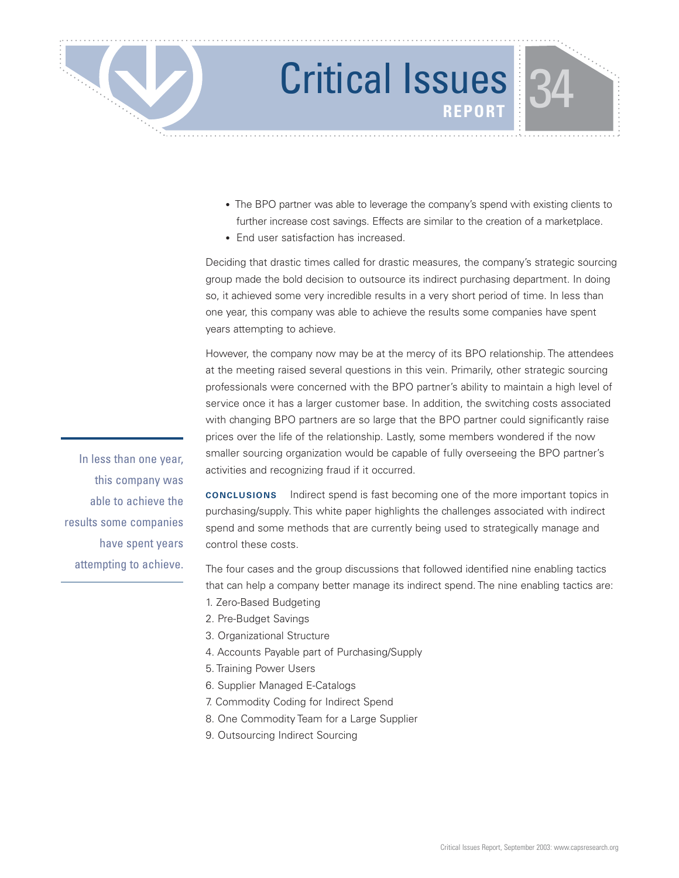- The BPO partner was able to leverage the company's spend with existing clients to further increase cost savings. Effects are similar to the creation of a marketplace.
- End user satisfaction has increased.

Deciding that drastic times called for drastic measures, the company's strategic sourcing group made the bold decision to outsource its indirect purchasing department. In doing so, it achieved some very incredible results in a very short period of time. In less than one year, this company was able to achieve the results some companies have spent years attempting to achieve.

However, the company now may be at the mercy of its BPO relationship. The attendees at the meeting raised several questions in this vein. Primarily, other strategic sourcing professionals were concerned with the BPO partner's ability to maintain a high level of service once it has a larger customer base. In addition, the switching costs associated with changing BPO partners are so large that the BPO partner could significantly raise prices over the life of the relationship. Lastly, some members wondered if the now smaller sourcing organization would be capable of fully overseeing the BPO partner's activities and recognizing fraud if it occurred.

> In less than one year, this company was able to achieve the results some companies have spent years attempting to achieve.

**CONCLUSIONS** Indirect spend is fast becoming one of the more important topics in purchasing/supply. This white paper highlights the challenges associated with indirect spend and some methods that are currently being used to strategically manage and control these costs.

The four cases and the group discussions that followed identified nine enabling tactics that can help a company better manage its indirect spend. The nine enabling tactics are:

1. Zero-Based Budgeting
2. Pre-Budget Savings
3. Organizational Structure
4. Accounts Payable part of Purchasing/Supply
5. Training Power Users
6. Supplier Managed E-Catalogs
7. Commodity Coding for Indirect Spend
8. One Commodity Team for a Large Supplier
9. Outsourcing Indirect Sourcing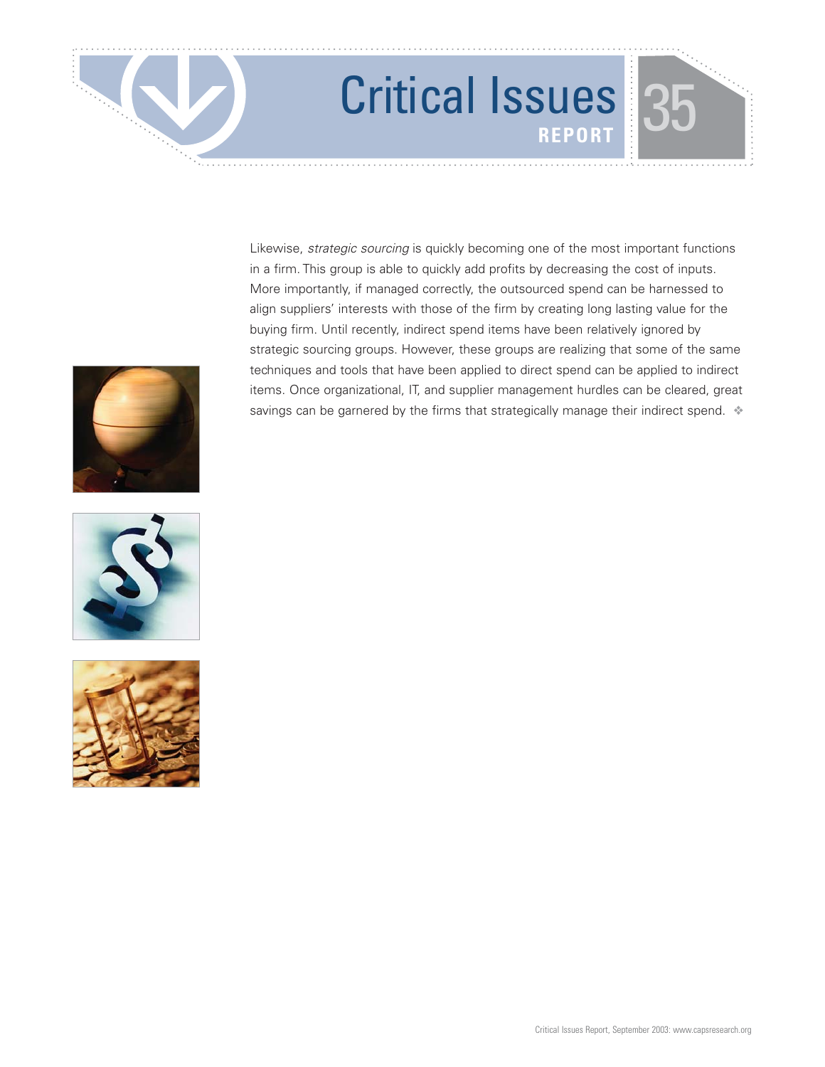Likewise, *strategic sourcing* is quickly becoming one of the most important functions in a firm. This group is able to quickly add profits by decreasing the cost of inputs. More importantly, if managed correctly, the outsourced spend can be harnessed to align suppliers' interests with those of the firm by creating long lasting value for the buying firm. Until recently, indirect spend items have been relatively ignored by strategic sourcing groups. However, these groups are realizing that some of the same techniques and tools that have been applied to direct spend can be applied to indirect items. Once organizational, IT, and supplier management hurdles can be cleared, great savings can be garnered by the firms that strategically manage their indirect spend. ❖